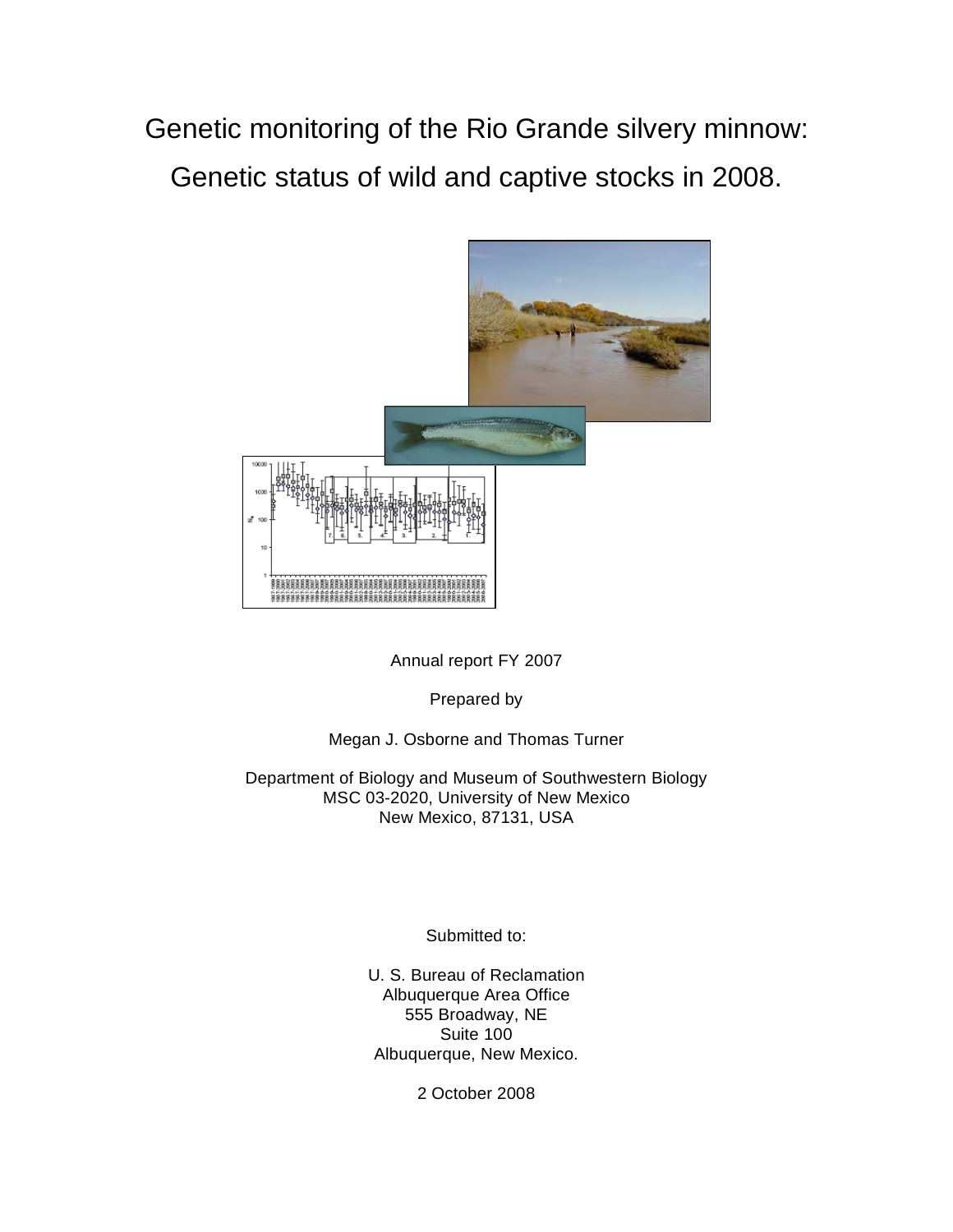# Genetic monitoring of the Rio Grande silvery minnow: Genetic status of wild and captive stocks in 2008.

Annual report FY 2007

Prepared by

Megan J. Osborne and Thomas Turner

Department of Biology and Museum of Southwestern Biology
MSC 03-2020, University of New Mexico
New Mexico, 87131, USA

Submitted to:

U. S. Bureau of Reclamation
Albuquerque Area Office
555 Broadway, NE
Suite 100
Albuquerque, New Mexico.

2 October 2008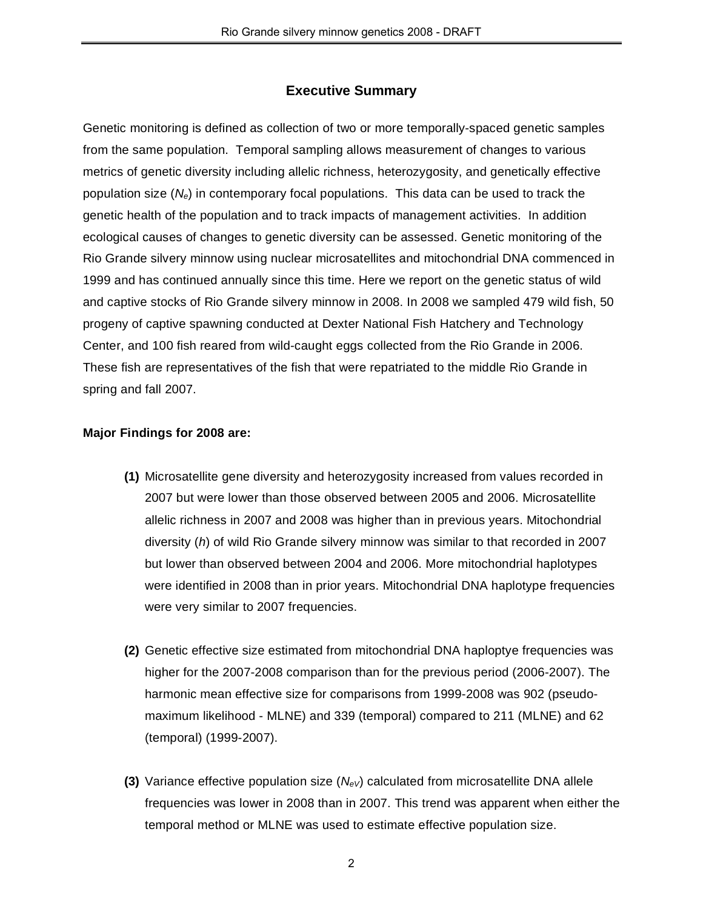## Executive Summary

Genetic monitoring is defined as collection of two or more temporally-spaced genetic samples from the same population. Temporal sampling allows measurement of changes to various metrics of genetic diversity including allelic richness, heterozygosity, and genetically effective population size ($N_e$) in contemporary focal populations. This data can be used to track the genetic health of the population and to track impacts of management activities. In addition ecological causes of changes to genetic diversity can be assessed. Genetic monitoring of the Rio Grande silvery minnow using nuclear microsatellites and mitochondrial DNA commenced in 1999 and has continued annually since this time. Here we report on the genetic status of wild and captive stocks of Rio Grande silvery minnow in 2008. In 2008 we sampled 479 wild fish, 50 progeny of captive spawning conducted at Dexter National Fish Hatchery and Technology Center, and 100 fish reared from wild-caught eggs collected from the Rio Grande in 2006. These fish are representatives of the fish that were repatriated to the middle Rio Grande in spring and fall 2007.

**Major Findings for 2008 are:**

**(1)** Microsatellite gene diversity and heterozygosity increased from values recorded in 2007 but were lower than those observed between 2005 and 2006. Microsatellite allelic richness in 2007 and 2008 was higher than in previous years. Mitochondrial diversity (*h*) of wild Rio Grande silvery minnow was similar to that recorded in 2007 but lower than observed between 2004 and 2006. More mitochondrial haplotypes were identified in 2008 than in prior years. Mitochondrial DNA haplotype frequencies were very similar to 2007 frequencies.

**(2)** Genetic effective size estimated from mitochondrial DNA haploptye frequencies was higher for the 2007-2008 comparison than for the previous period (2006-2007). The harmonic mean effective size for comparisons from 1999-2008 was 902 (pseudo-maximum likelihood - MLNE) and 339 (temporal) compared to 211 (MLNE) and 62 (temporal) (1999-2007).

**(3)** Variance effective population size ($N_{eV}$) calculated from microsatellite DNA allele frequencies was lower in 2008 than in 2007. This trend was apparent when either the temporal method or MLNE was used to estimate effective population size.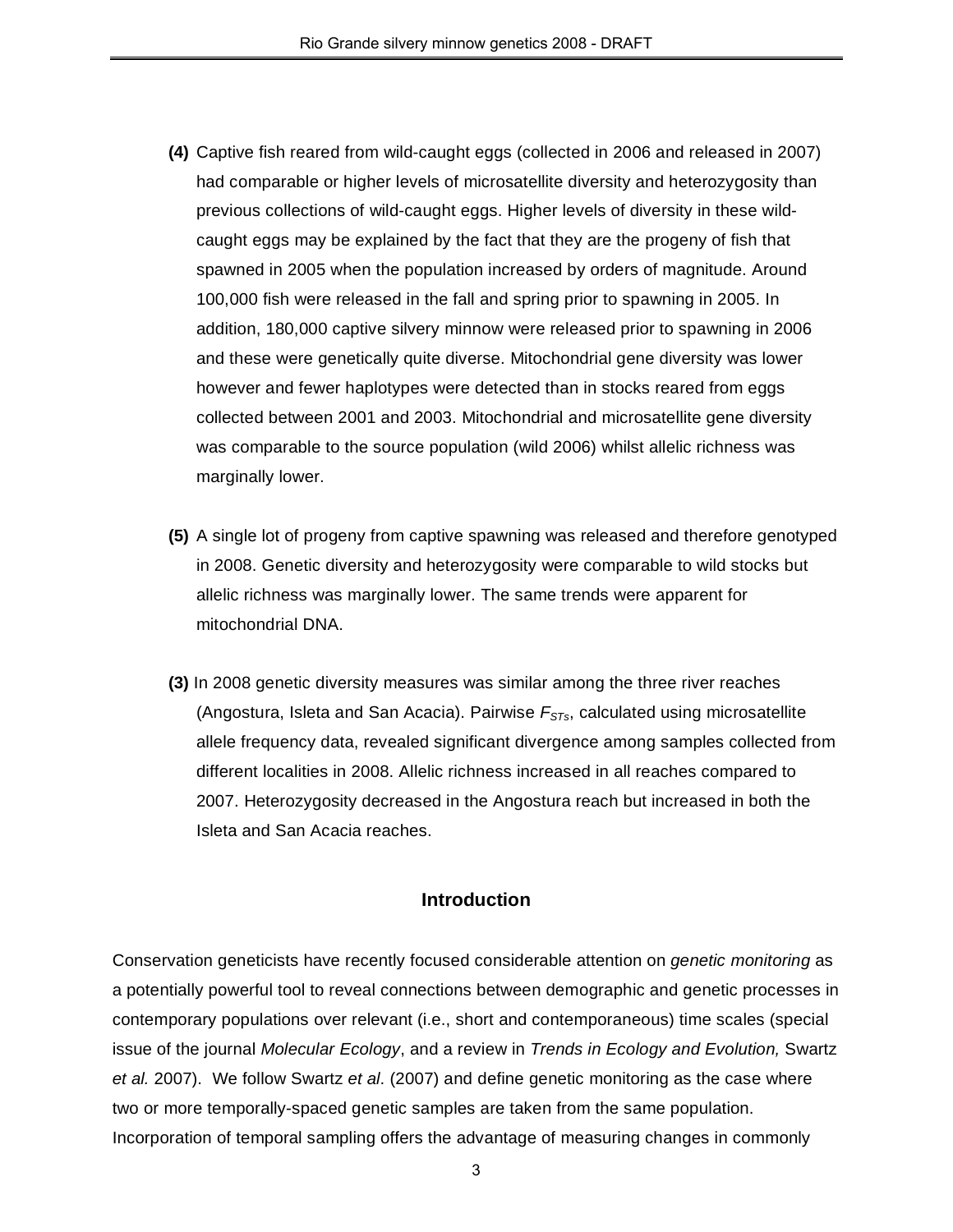**(4)** Captive fish reared from wild-caught eggs (collected in 2006 and released in 2007) had comparable or higher levels of microsatellite diversity and heterozygosity than previous collections of wild-caught eggs. Higher levels of diversity in these wild-caught eggs may be explained by the fact that they are the progeny of fish that spawned in 2005 when the population increased by orders of magnitude. Around 100,000 fish were released in the fall and spring prior to spawning in 2005. In addition, 180,000 captive silvery minnow were released prior to spawning in 2006 and these were genetically quite diverse. Mitochondrial gene diversity was lower however and fewer haplotypes were detected than in stocks reared from eggs collected between 2001 and 2003. Mitochondrial and microsatellite gene diversity was comparable to the source population (wild 2006) whilst allelic richness was marginally lower.

**(5)** A single lot of progeny from captive spawning was released and therefore genotyped in 2008. Genetic diversity and heterozygosity were comparable to wild stocks but allelic richness was marginally lower. The same trends were apparent for mitochondrial DNA.

**(3)** In 2008 genetic diversity measures was similar among the three river reaches (Angostura, Isleta and San Acacia). Pairwise $F_{STs}$, calculated using microsatellite allele frequency data, revealed significant divergence among samples collected from different localities in 2008. Allelic richness increased in all reaches compared to 2007. Heterozygosity decreased in the Angostura reach but increased in both the Isleta and San Acacia reaches.

## Introduction

Conservation geneticists have recently focused considerable attention on *genetic monitoring* as a potentially powerful tool to reveal connections between demographic and genetic processes in contemporary populations over relevant (i.e., short and contemporaneous) time scales (special issue of the journal *Molecular Ecology*, and a review in *Trends in Ecology and Evolution,* Swartz *et al.* 2007). We follow Swartz *et al*. (2007) and define genetic monitoring as the case where two or more temporally-spaced genetic samples are taken from the same population. Incorporation of temporal sampling offers the advantage of measuring changes in commonly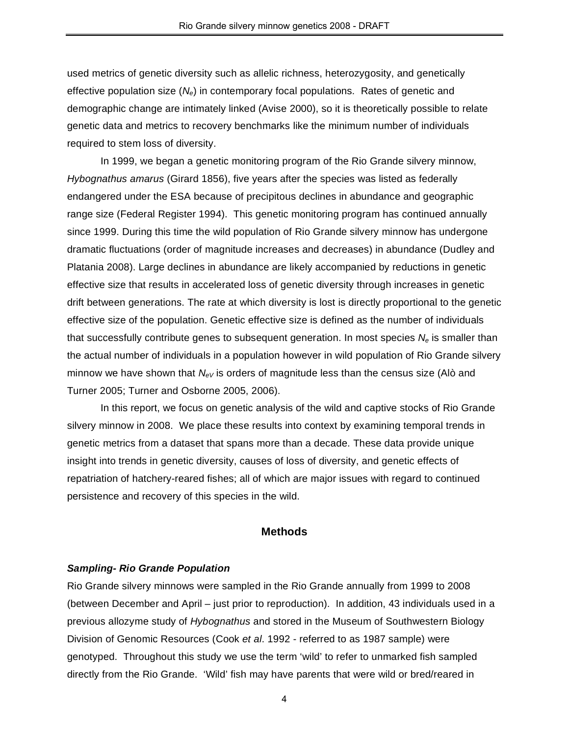used metrics of genetic diversity such as allelic richness, heterozygosity, and genetically effective population size ($N_e$) in contemporary focal populations. Rates of genetic and demographic change are intimately linked (Avise 2000), so it is theoretically possible to relate genetic data and metrics to recovery benchmarks like the minimum number of individuals required to stem loss of diversity.

In 1999, we began a genetic monitoring program of the Rio Grande silvery minnow, *Hybognathus amarus* (Girard 1856), five years after the species was listed as federally endangered under the ESA because of precipitous declines in abundance and geographic range size (Federal Register 1994). This genetic monitoring program has continued annually since 1999. During this time the wild population of Rio Grande silvery minnow has undergone dramatic fluctuations (order of magnitude increases and decreases) in abundance (Dudley and Platania 2008). Large declines in abundance are likely accompanied by reductions in genetic effective size that results in accelerated loss of genetic diversity through increases in genetic drift between generations. The rate at which diversity is lost is directly proportional to the genetic effective size of the population. Genetic effective size is defined as the number of individuals that successfully contribute genes to subsequent generation. In most species $N_e$ is smaller than the actual number of individuals in a population however in wild population of Rio Grande silvery minnow we have shown that $N_{eV}$ is orders of magnitude less than the census size (Alò and Turner 2005; Turner and Osborne 2005, 2006).

In this report, we focus on genetic analysis of the wild and captive stocks of Rio Grande silvery minnow in 2008. We place these results into context by examining temporal trends in genetic metrics from a dataset that spans more than a decade. These data provide unique insight into trends in genetic diversity, causes of loss of diversity, and genetic effects of repatriation of hatchery-reared fishes; all of which are major issues with regard to continued persistence and recovery of this species in the wild.

## Methods

### *Sampling- Rio Grande Population*

Rio Grande silvery minnows were sampled in the Rio Grande annually from 1999 to 2008 (between December and April – just prior to reproduction). In addition, 43 individuals used in a previous allozyme study of *Hybognathus* and stored in the Museum of Southwestern Biology Division of Genomic Resources (Cook *et al*. 1992 - referred to as 1987 sample) were genotyped. Throughout this study we use the term 'wild' to refer to unmarked fish sampled directly from the Rio Grande. 'Wild' fish may have parents that were wild or bred/reared in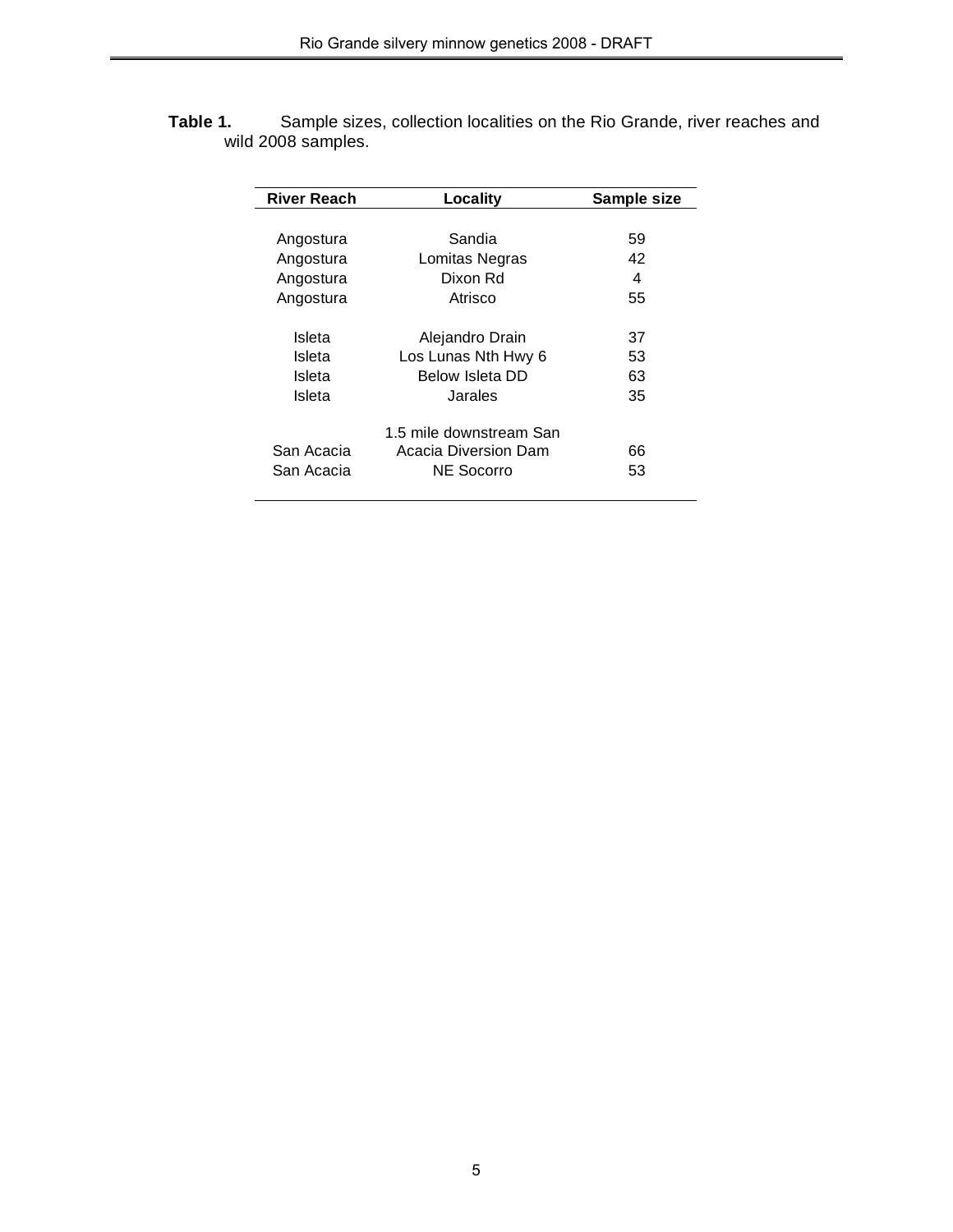**Table 1.** Sample sizes, collection localities on the Rio Grande, river reaches and wild 2008 samples.

| River Reach | Locality | Sample size |
|---|---|---|
| Angostura | Sandia | 59 |
| Angostura | Lomitas Negras | 42 |
| Angostura | Dixon Rd | 4 |
| Angostura | Atrisco | 55 |
| Isleta | Alejandro Drain | 37 |
| Isleta | Los Lunas Nth Hwy 6 | 53 |
| Isleta | Below Isleta DD | 63 |
| Isleta | Jarales | 35 |
| San Acacia | 1.5 mile downstream San Acacia Diversion Dam | 66 |
| San Acacia | NE Socorro | 53 |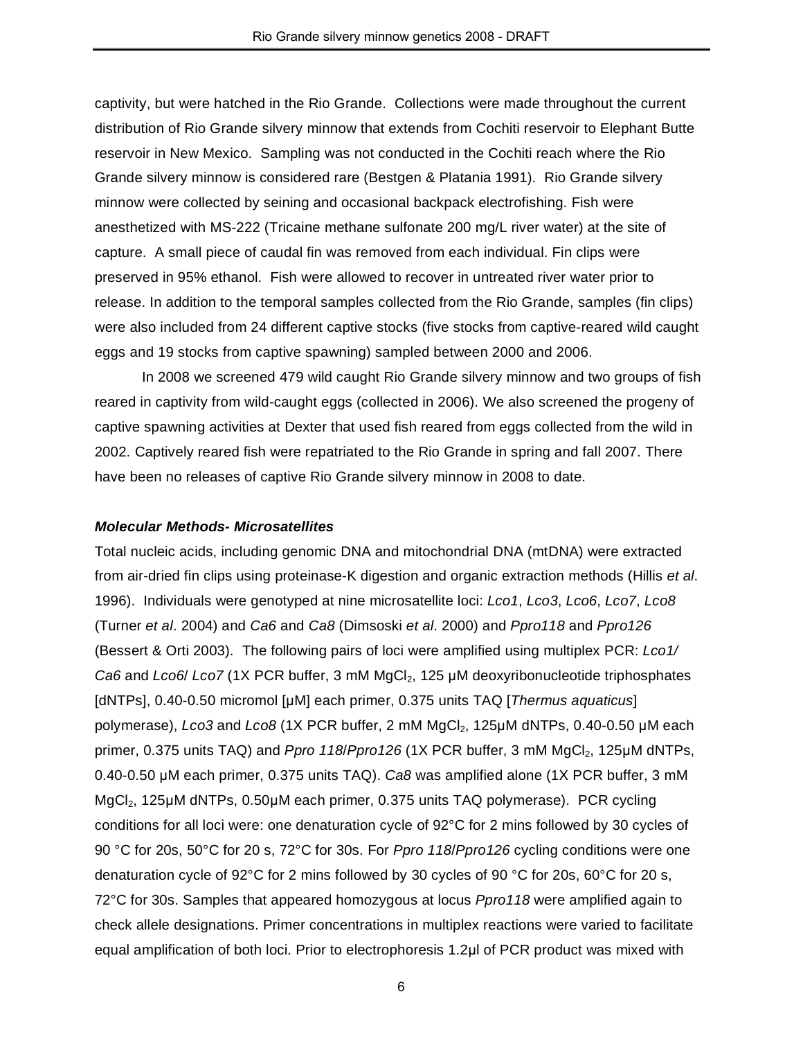captivity, but were hatched in the Rio Grande. Collections were made throughout the current distribution of Rio Grande silvery minnow that extends from Cochiti reservoir to Elephant Butte reservoir in New Mexico. Sampling was not conducted in the Cochiti reach where the Rio Grande silvery minnow is considered rare (Bestgen & Platania 1991). Rio Grande silvery minnow were collected by seining and occasional backpack electrofishing. Fish were anesthetized with MS-222 (Tricaine methane sulfonate 200 mg/L river water) at the site of capture. A small piece of caudal fin was removed from each individual. Fin clips were preserved in 95% ethanol. Fish were allowed to recover in untreated river water prior to release. In addition to the temporal samples collected from the Rio Grande, samples (fin clips) were also included from 24 different captive stocks (five stocks from captive-reared wild caught eggs and 19 stocks from captive spawning) sampled between 2000 and 2006.

In 2008 we screened 479 wild caught Rio Grande silvery minnow and two groups of fish reared in captivity from wild-caught eggs (collected in 2006). We also screened the progeny of captive spawning activities at Dexter that used fish reared from eggs collected from the wild in 2002. Captively reared fish were repatriated to the Rio Grande in spring and fall 2007. There have been no releases of captive Rio Grande silvery minnow in 2008 to date.

***Molecular Methods- Microsatellites***

Total nucleic acids, including genomic DNA and mitochondrial DNA (mtDNA) were extracted from air-dried fin clips using proteinase-K digestion and organic extraction methods (Hillis *et al*. 1996). Individuals were genotyped at nine microsatellite loci: *Lco1*, *Lco3*, *Lco6*, *Lco7*, *Lco8* (Turner *et al*. 2004) and *Ca6* and *Ca8* (Dimsoski *et al*. 2000) and *Ppro118* and *Ppro126* (Bessert & Orti 2003). The following pairs of loci were amplified using multiplex PCR: *Lco1/ Ca6* and *Lco6*/ *Lco7* (1X PCR buffer, 3 mM $MgCl_2$, 125 μM deoxyribonucleotide triphosphates [dNTPs], 0.40-0.50 micromol [μM] each primer, 0.375 units TAQ [*Thermus aquaticus*] polymerase), *Lco3* and *Lco8* (1X PCR buffer, 2 mM $MgCl_2$, 125μM dNTPs, 0.40-0.50 μM each primer, 0.375 units TAQ) and *Ppro 118*/*Ppro126* (1X PCR buffer, 3 mM $MgCl_2$, 125μM dNTPs, 0.40-0.50 μM each primer, 0.375 units TAQ). *Ca8* was amplified alone (1X PCR buffer, 3 mM $MgCl_2$, 125μM dNTPs, 0.50μM each primer, 0.375 units TAQ polymerase). PCR cycling conditions for all loci were: one denaturation cycle of 92°C for 2 mins followed by 30 cycles of 90 °C for 20s, 50°C for 20 s, 72°C for 30s. For *Ppro 118*/*Ppro126* cycling conditions were one denaturation cycle of 92°C for 2 mins followed by 30 cycles of 90 °C for 20s, 60°C for 20 s, 72°C for 30s. Samples that appeared homozygous at locus *Ppro118* were amplified again to check allele designations. Primer concentrations in multiplex reactions were varied to facilitate equal amplification of both loci. Prior to electrophoresis 1.2μl of PCR product was mixed with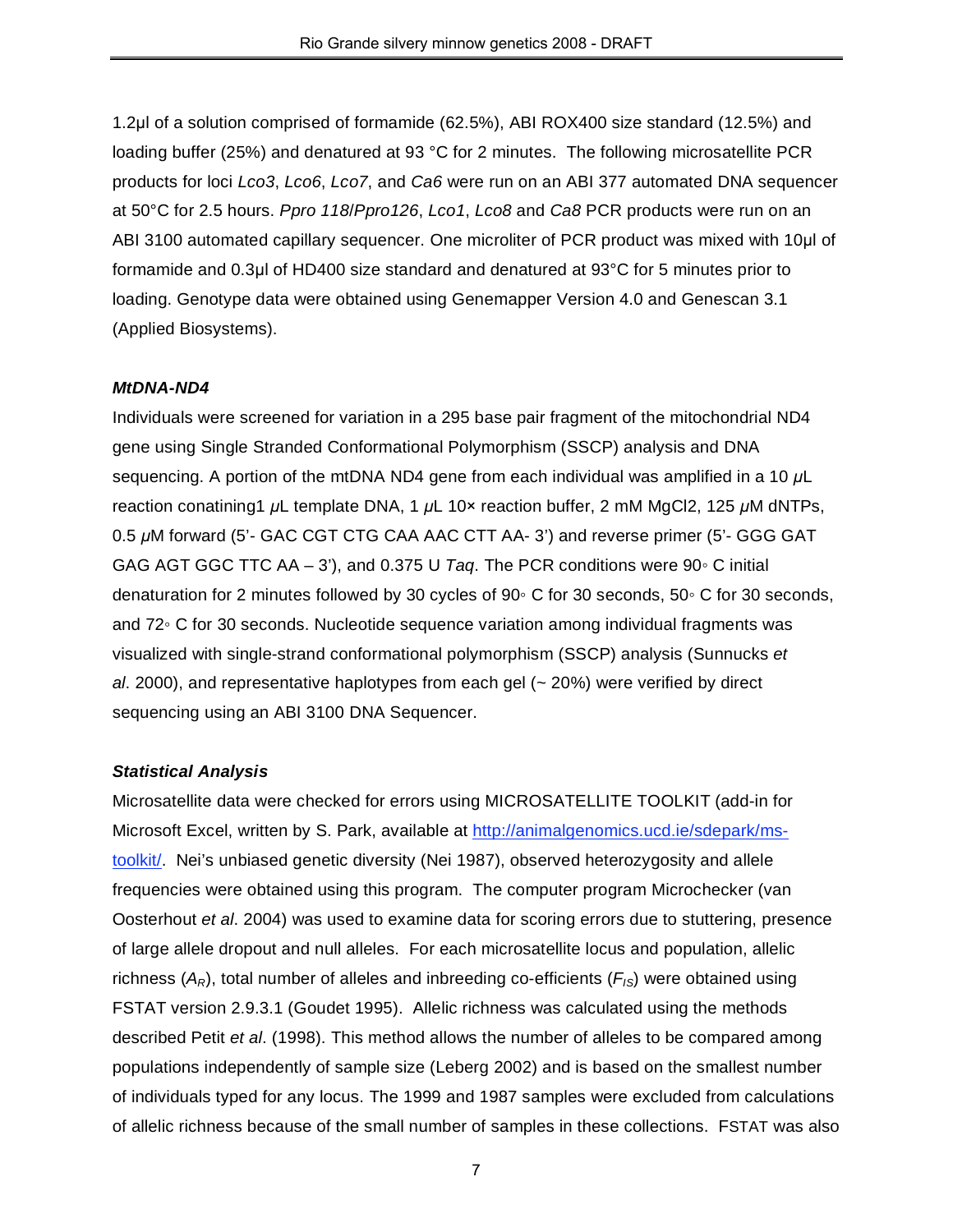1.2µl of a solution comprised of formamide (62.5%), ABI ROX400 size standard (12.5%) and loading buffer (25%) and denatured at 93 °C for 2 minutes. The following microsatellite PCR products for loci *Lco3*, *Lco6*, *Lco7*, and *Ca6* were run on an ABI 377 automated DNA sequencer at 50°C for 2.5 hours. *Ppro 118*/*Ppro126*, *Lco1*, *Lco8* and *Ca8* PCR products were run on an ABI 3100 automated capillary sequencer. One microliter of PCR product was mixed with 10µl of formamide and 0.3µl of HD400 size standard and denatured at 93°C for 5 minutes prior to loading. Genotype data were obtained using Genemapper Version 4.0 and Genescan 3.1 (Applied Biosystems).

### *MtDNA-ND4*

Individuals were screened for variation in a 295 base pair fragment of the mitochondrial ND4 gene using Single Stranded Conformational Polymorphism (SSCP) analysis and DNA sequencing. A portion of the mtDNA ND4 gene from each individual was amplified in a 10 µL reaction conatining1 µL template DNA, 1 µL 10× reaction buffer, 2 mM MgCl2, 125 µM dNTPs, 0.5 µM forward (5'- GAC CGT CTG CAA AAC CTT AA- 3') and reverse primer (5'- GGG GAT GAG AGT GGC TTC AA – 3'), and 0.375 U *Taq*. The PCR conditions were 90◦ C initial denaturation for 2 minutes followed by 30 cycles of 90◦ C for 30 seconds, 50◦ C for 30 seconds, and 72◦ C for 30 seconds. Nucleotide sequence variation among individual fragments was visualized with single-strand conformational polymorphism (SSCP) analysis (Sunnucks *et al*. 2000), and representative haplotypes from each gel (~ 20%) were verified by direct sequencing using an ABI 3100 DNA Sequencer.

### *Statistical Analysis*

Microsatellite data were checked for errors using MICROSATELLITE TOOLKIT (add-in for Microsoft Excel, written by S. Park, available at [http://animalgenomics.ucd.ie/sdepark/ms-toolkit/](http://animalgenomics.ucd.ie/sdepark/ms-toolkit/). Nei's unbiased genetic diversity (Nei 1987), observed heterozygosity and allele frequencies were obtained using this program. The computer program Microchecker (van Oosterhout *et al*. 2004) was used to examine data for scoring errors due to stuttering, presence of large allele dropout and null alleles. For each microsatellite locus and population, allelic richness ($A_R$), total number of alleles and inbreeding co-efficients ($F_{IS}$) were obtained using FSTAT version 2.9.3.1 (Goudet 1995). Allelic richness was calculated using the methods described Petit *et al*. (1998). This method allows the number of alleles to be compared among populations independently of sample size (Leberg 2002) and is based on the smallest number of individuals typed for any locus. The 1999 and 1987 samples were excluded from calculations of allelic richness because of the small number of samples in these collections. FSTAT was also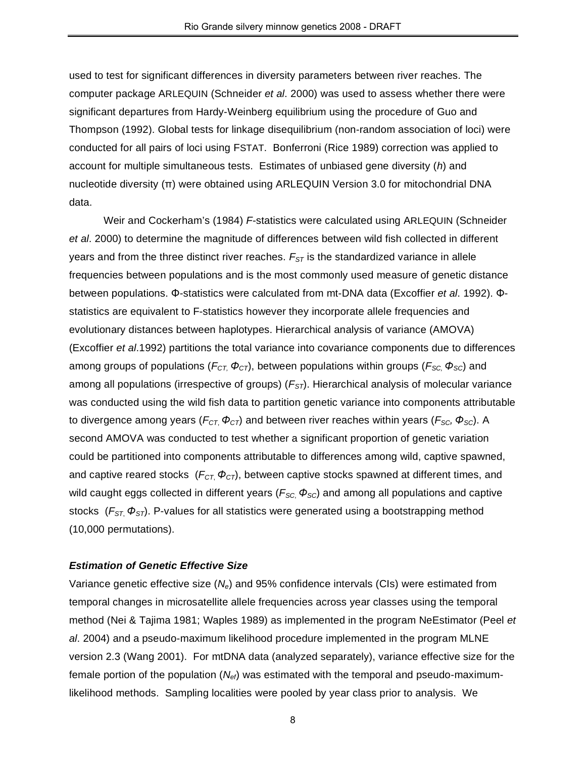used to test for significant differences in diversity parameters between river reaches. The computer package ARLEQUIN (Schneider *et al*. 2000) was used to assess whether there were significant departures from Hardy-Weinberg equilibrium using the procedure of Guo and Thompson (1992). Global tests for linkage disequilibrium (non-random association of loci) were conducted for all pairs of loci using FSTAT. Bonferroni (Rice 1989) correction was applied to account for multiple simultaneous tests. Estimates of unbiased gene diversity (*h*) and nucleotide diversity (π) were obtained using ARLEQUIN Version 3.0 for mitochondrial DNA data.

Weir and Cockerham's (1984) *F*-statistics were calculated using ARLEQUIN (Schneider *et al*. 2000) to determine the magnitude of differences between wild fish collected in different years and from the three distinct river reaches. $F_{ST}$ is the standardized variance in allele frequencies between populations and is the most commonly used measure of genetic distance between populations. Φ-statistics were calculated from mt-DNA data (Excoffier *et al*. 1992). Φ-statistics are equivalent to F-statistics however they incorporate allele frequencies and evolutionary distances between haplotypes. Hierarchical analysis of variance (AMOVA) (Excoffier *et al*.1992) partitions the total variance into covariance components due to differences among groups of populations ($F_{CT}$, $\Phi_{CT}$), between populations within groups ($F_{SC}$, $\Phi_{SC}$) and among all populations (irrespective of groups) ($F_{ST}$). Hierarchical analysis of molecular variance was conducted using the wild fish data to partition genetic variance into components attributable to divergence among years ($F_{CT}$, $\Phi_{CT}$) and between river reaches within years ($F_{SC}$, $\Phi_{SC}$). A second AMOVA was conducted to test whether a significant proportion of genetic variation could be partitioned into components attributable to differences among wild, captive spawned, and captive reared stocks ($F_{CT}$, $\Phi_{CT}$), between captive stocks spawned at different times, and wild caught eggs collected in different years ($F_{SC}$, $\Phi_{SC}$) and among all populations and captive stocks ($F_{ST}$, $\Phi_{ST}$). P-values for all statistics were generated using a bootstrapping method (10,000 permutations).

### *Estimation of Genetic Effective Size*

Variance genetic effective size ($N_e$) and 95% confidence intervals (CIs) were estimated from temporal changes in microsatellite allele frequencies across year classes using the temporal method (Nei & Tajima 1981; Waples 1989) as implemented in the program NeEstimator (Peel *et al*. 2004) and a pseudo-maximum likelihood procedure implemented in the program MLNE version 2.3 (Wang 2001). For mtDNA data (analyzed separately), variance effective size for the female portion of the population ($N_{ef}$) was estimated with the temporal and pseudo-maximum-likelihood methods. Sampling localities were pooled by year class prior to analysis. We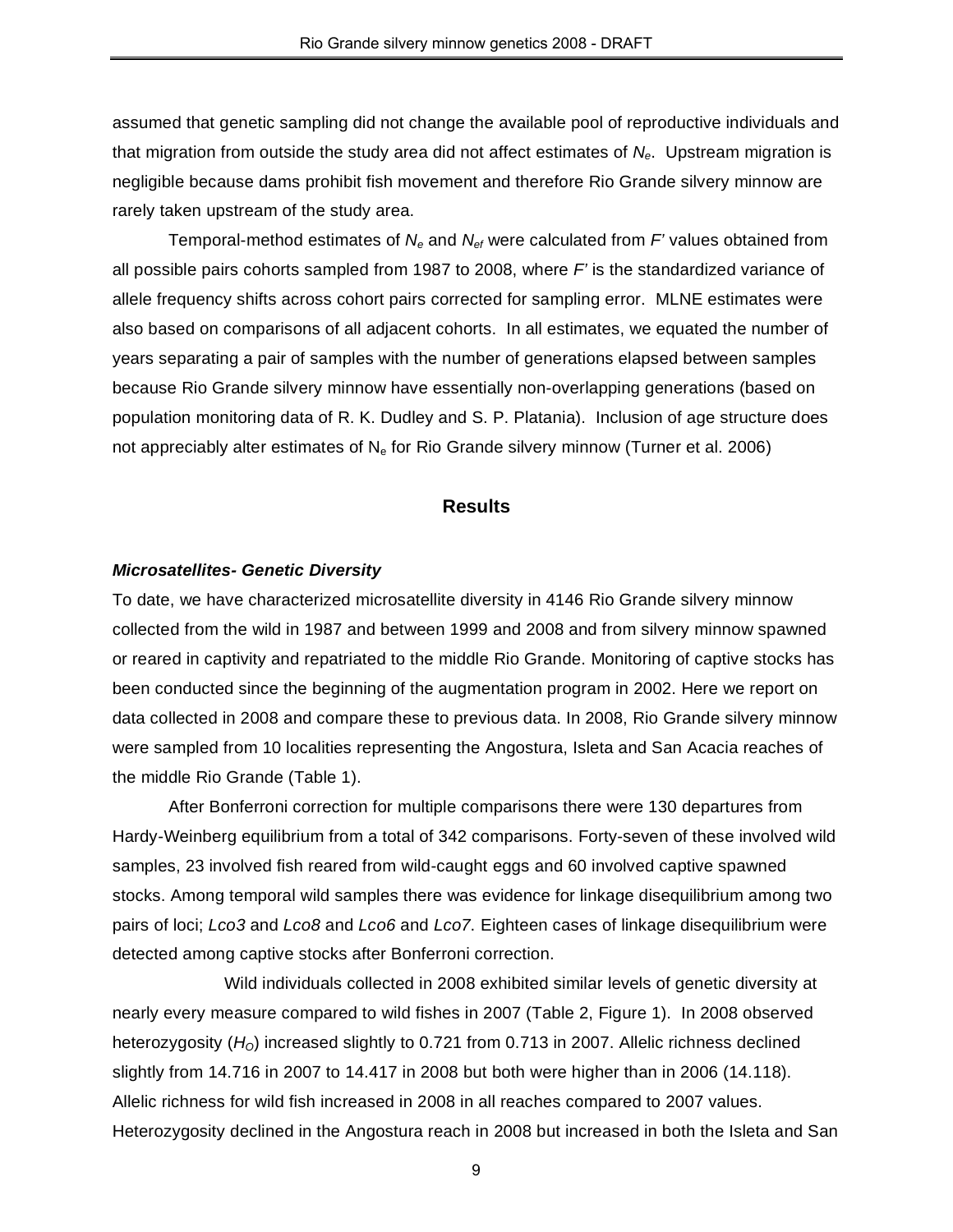assumed that genetic sampling did not change the available pool of reproductive individuals and that migration from outside the study area did not affect estimates of $N_e$. Upstream migration is negligible because dams prohibit fish movement and therefore Rio Grande silvery minnow are rarely taken upstream of the study area.

Temporal-method estimates of $N_e$ and $N_{ef}$ were calculated from $F'$ values obtained from all possible pairs cohorts sampled from 1987 to 2008, where $F'$ is the standardized variance of allele frequency shifts across cohort pairs corrected for sampling error. MLNE estimates were also based on comparisons of all adjacent cohorts. In all estimates, we equated the number of years separating a pair of samples with the number of generations elapsed between samples because Rio Grande silvery minnow have essentially non-overlapping generations (based on population monitoring data of R. K. Dudley and S. P. Platania). Inclusion of age structure does not appreciably alter estimates of $N_e$ for Rio Grande silvery minnow (Turner et al. 2006)

## Results

### *Microsatellites- Genetic Diversity*

To date, we have characterized microsatellite diversity in 4146 Rio Grande silvery minnow collected from the wild in 1987 and between 1999 and 2008 and from silvery minnow spawned or reared in captivity and repatriated to the middle Rio Grande. Monitoring of captive stocks has been conducted since the beginning of the augmentation program in 2002. Here we report on data collected in 2008 and compare these to previous data. In 2008, Rio Grande silvery minnow were sampled from 10 localities representing the Angostura, Isleta and San Acacia reaches of the middle Rio Grande (Table 1).

After Bonferroni correction for multiple comparisons there were 130 departures from Hardy-Weinberg equilibrium from a total of 342 comparisons. Forty-seven of these involved wild samples, 23 involved fish reared from wild-caught eggs and 60 involved captive spawned stocks. Among temporal wild samples there was evidence for linkage disequilibrium among two pairs of loci; *Lco3* and *Lco8* and *Lco6* and *Lco7.* Eighteen cases of linkage disequilibrium were detected among captive stocks after Bonferroni correction.

Wild individuals collected in 2008 exhibited similar levels of genetic diversity at nearly every measure compared to wild fishes in 2007 (Table 2, Figure 1). In 2008 observed heterozygosity ($H_O$) increased slightly to 0.721 from 0.713 in 2007. Allelic richness declined slightly from 14.716 in 2007 to 14.417 in 2008 but both were higher than in 2006 (14.118). Allelic richness for wild fish increased in 2008 in all reaches compared to 2007 values. Heterozygosity declined in the Angostura reach in 2008 but increased in both the Isleta and San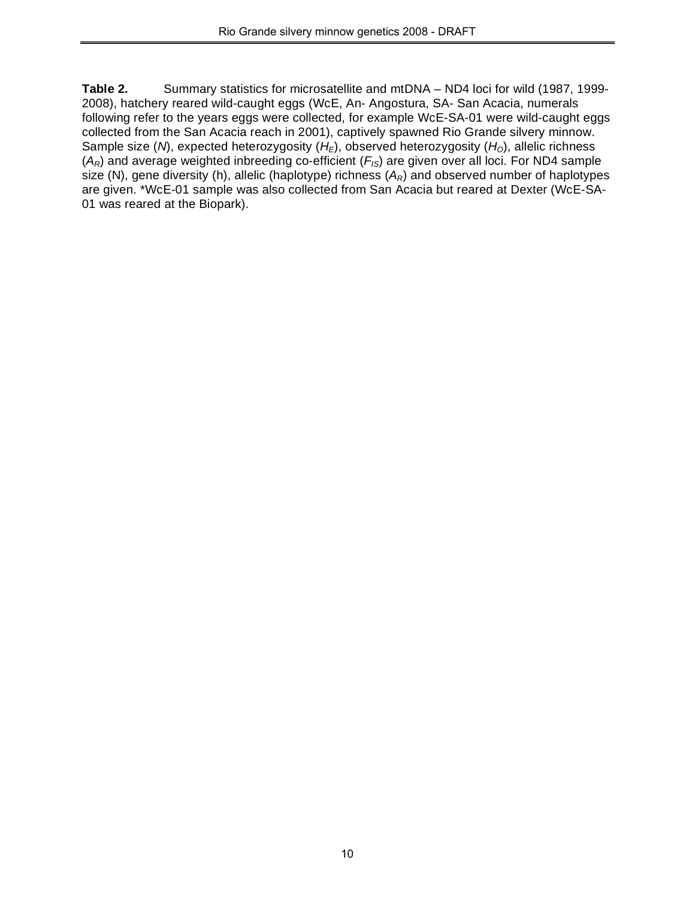**Table 2.** Summary statistics for microsatellite and mtDNA – ND4 loci for wild (1987, 1999-2008), hatchery reared wild-caught eggs (WcE, An- Angostura, SA- San Acacia, numerals following refer to the years eggs were collected, for example WcE-SA-01 were wild-caught eggs collected from the San Acacia reach in 2001), captively spawned Rio Grande silvery minnow. Sample size (*N*), expected heterozygosity ($H_E$), observed heterozygosity ($H_O$), allelic richness ($A_R$) and average weighted inbreeding co-efficient ($F_{IS}$) are given over all loci. For ND4 sample size (N), gene diversity (h), allelic (haplotype) richness ($A_R$) and observed number of haplotypes are given. *WcE-01 sample was also collected from San Acacia but reared at Dexter (WcE-SA-01 was reared at the Biopark).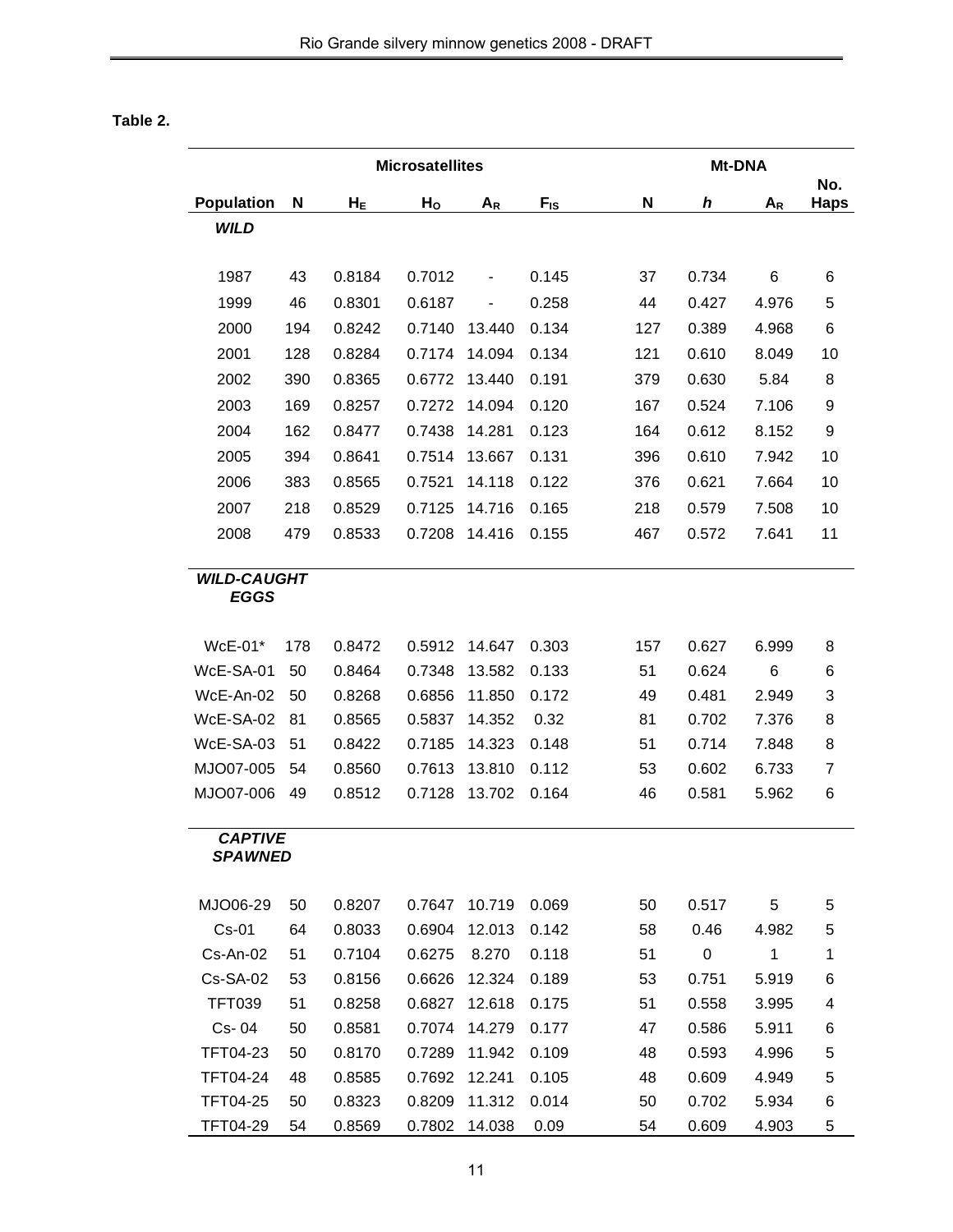**Table 2.**

| | Microsatellites | | | | | Mt-DNA | | | |
|---|---|---|---|---|---|---|---|---|---|
| **Population** | **N** | **$H_E$** | **$H_O$** | **$A_R$** | **$F_{IS}$** | **N** | ***h*** | **$A_R$** | **No. Haps** |
| ***WILD*** | | | | | | | | | |
| 1987 | 43 | 0.8184 | 0.7012 | - | 0.145 | 37 | 0.734 | 6 | 6 |
| 1999 | 46 | 0.8301 | 0.6187 | - | 0.258 | 44 | 0.427 | 4.976 | 5 |
| 2000 | 194 | 0.8242 | 0.7140 | 13.440 | 0.134 | 127 | 0.389 | 4.968 | 6 |
| 2001 | 128 | 0.8284 | 0.7174 | 14.094 | 0.134 | 121 | 0.610 | 8.049 | 10 |
| 2002 | 390 | 0.8365 | 0.6772 | 13.440 | 0.191 | 379 | 0.630 | 5.84 | 8 |
| 2003 | 169 | 0.8257 | 0.7272 | 14.094 | 0.120 | 167 | 0.524 | 7.106 | 9 |
| 2004 | 162 | 0.8477 | 0.7438 | 14.281 | 0.123 | 164 | 0.612 | 8.152 | 9 |
| 2005 | 394 | 0.8641 | 0.7514 | 13.667 | 0.131 | 396 | 0.610 | 7.942 | 10 |
| 2006 | 383 | 0.8565 | 0.7521 | 14.118 | 0.122 | 376 | 0.621 | 7.664 | 10 |
| 2007 | 218 | 0.8529 | 0.7125 | 14.716 | 0.165 | 218 | 0.579 | 7.508 | 10 |
| 2008 | 479 | 0.8533 | 0.7208 | 14.416 | 0.155 | 467 | 0.572 | 7.641 | 11 |
| ***WILD-CAUGHT EGGS*** | | | | | | | | | |
| WcE-01* | 178 | 0.8472 | 0.5912 | 14.647 | 0.303 | 157 | 0.627 | 6.999 | 8 |
| WcE-SA-01 | 50 | 0.8464 | 0.7348 | 13.582 | 0.133 | 51 | 0.624 | 6 | 6 |
| WcE-An-02 | 50 | 0.8268 | 0.6856 | 11.850 | 0.172 | 49 | 0.481 | 2.949 | 3 |
| WcE-SA-02 | 81 | 0.8565 | 0.5837 | 14.352 | 0.32 | 81 | 0.702 | 7.376 | 8 |
| WcE-SA-03 | 51 | 0.8422 | 0.7185 | 14.323 | 0.148 | 51 | 0.714 | 7.848 | 8 |
| MJO07-005 | 54 | 0.8560 | 0.7613 | 13.810 | 0.112 | 53 | 0.602 | 6.733 | 7 |
| MJO07-006 | 49 | 0.8512 | 0.7128 | 13.702 | 0.164 | 46 | 0.581 | 5.962 | 6 |
| ***CAPTIVE SPAWNED*** | | | | | | | | | |
| MJO06-29 | 50 | 0.8207 | 0.7647 | 10.719 | 0.069 | 50 | 0.517 | 5 | 5 |
| Cs-01 | 64 | 0.8033 | 0.6904 | 12.013 | 0.142 | 58 | 0.46 | 4.982 | 5 |
| Cs-An-02 | 51 | 0.7104 | 0.6275 | 8.270 | 0.118 | 51 | 0 | 1 | 1 |
| Cs-SA-02 | 53 | 0.8156 | 0.6626 | 12.324 | 0.189 | 53 | 0.751 | 5.919 | 6 |
| TFT039 | 51 | 0.8258 | 0.6827 | 12.618 | 0.175 | 51 | 0.558 | 3.995 | 4 |
| Cs- 04 | 50 | 0.8581 | 0.7074 | 14.279 | 0.177 | 47 | 0.586 | 5.911 | 6 |
| TFT04-23 | 50 | 0.8170 | 0.7289 | 11.942 | 0.109 | 48 | 0.593 | 4.996 | 5 |
| TFT04-24 | 48 | 0.8585 | 0.7692 | 12.241 | 0.105 | 48 | 0.609 | 4.949 | 5 |
| TFT04-25 | 50 | 0.8323 | 0.8209 | 11.312 | 0.014 | 50 | 0.702 | 5.934 | 6 |
| TFT04-29 | 54 | 0.8569 | 0.7802 | 14.038 | 0.09 | 54 | 0.609 | 4.903 | 5 |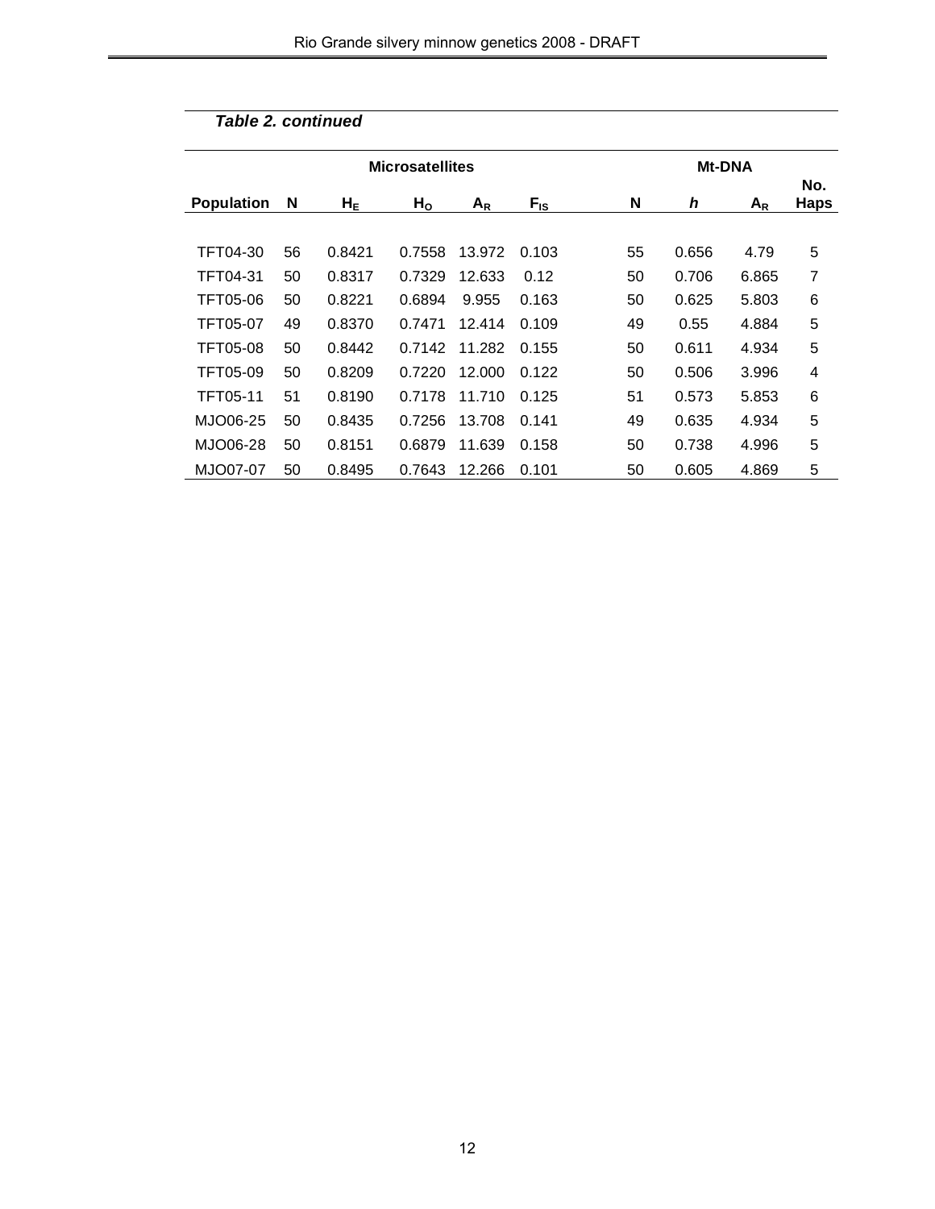***Table 2. continued***

| Population | Microsatellites | | | | | Mt-DNA | | | |
|---|---|---|---|---|---|---|---|---|---|
| | N | $H_E$ | $H_O$ | $A_R$ | $F_{IS}$ | N | *h* | $A_R$ | No. Haps |
| TFT04-30 | 56 | 0.8421 | 0.7558 | 13.972 | 0.103 | 55 | 0.656 | 4.79 | 5 |
| TFT04-31 | 50 | 0.8317 | 0.7329 | 12.633 | 0.12 | 50 | 0.706 | 6.865 | 7 |
| TFT05-06 | 50 | 0.8221 | 0.6894 | 9.955 | 0.163 | 50 | 0.625 | 5.803 | 6 |
| TFT05-07 | 49 | 0.8370 | 0.7471 | 12.414 | 0.109 | 49 | 0.55 | 4.884 | 5 |
| TFT05-08 | 50 | 0.8442 | 0.7142 | 11.282 | 0.155 | 50 | 0.611 | 4.934 | 5 |
| TFT05-09 | 50 | 0.8209 | 0.7220 | 12.000 | 0.122 | 50 | 0.506 | 3.996 | 4 |
| TFT05-11 | 51 | 0.8190 | 0.7178 | 11.710 | 0.125 | 51 | 0.573 | 5.853 | 6 |
| MJO06-25 | 50 | 0.8435 | 0.7256 | 13.708 | 0.141 | 49 | 0.635 | 4.934 | 5 |
| MJO06-28 | 50 | 0.8151 | 0.6879 | 11.639 | 0.158 | 50 | 0.738 | 4.996 | 5 |
| MJO07-07 | 50 | 0.8495 | 0.7643 | 12.266 | 0.101 | 50 | 0.605 | 4.869 | 5 |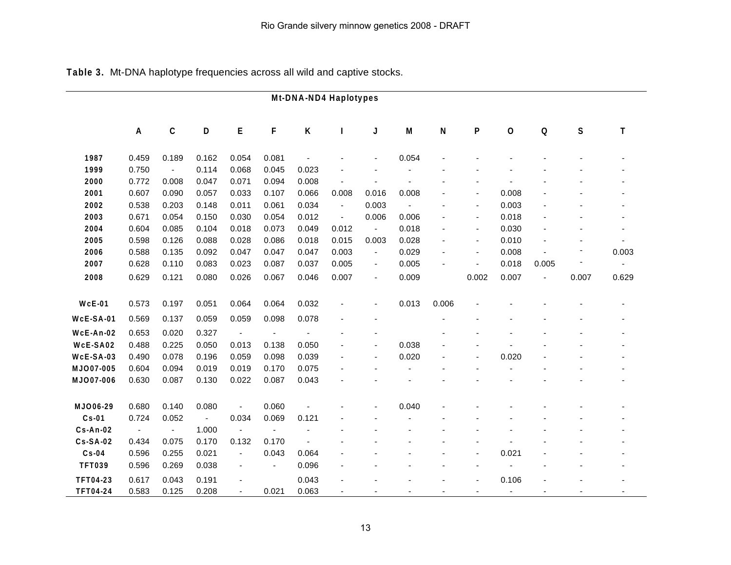**Table 3.** Mt-DNA haplotype frequencies across all wild and captive stocks.

| | Mt-DNA-ND4 Haplotypes | | | | | | | | | | | | | | |
|---|---|---|---|---|---|---|---|---|---|---|---|---|---|---|---|
| | A | C | D | E | F | K | I | J | M | N | P | O | Q | S | T |
| 1987 | 0.459 | 0.189 | 0.162 | 0.054 | 0.081 | - | - | - | 0.054 | - | - | - | - | - | - |
| 1999 | 0.750 | - | 0.114 | 0.068 | 0.045 | 0.023 | - | - | - | - | - | - | - | - | - |
| 2000 | 0.772 | 0.008 | 0.047 | 0.071 | 0.094 | 0.008 | - | - | - | - | - | - | - | - | - |
| 2001 | 0.607 | 0.090 | 0.057 | 0.033 | 0.107 | 0.066 | 0.008 | 0.016 | 0.008 | - | - | 0.008 | - | - | - |
| 2002 | 0.538 | 0.203 | 0.148 | 0.011 | 0.061 | 0.034 | - | 0.003 | - | - | - | 0.003 | - | - | - |
| 2003 | 0.671 | 0.054 | 0.150 | 0.030 | 0.054 | 0.012 | - | 0.006 | 0.006 | - | - | 0.018 | - | - | - |
| 2004 | 0.604 | 0.085 | 0.104 | 0.018 | 0.073 | 0.049 | 0.012 | - | 0.018 | - | - | 0.030 | - | - | - |
| 2005 | 0.598 | 0.126 | 0.088 | 0.028 | 0.086 | 0.018 | 0.015 | 0.003 | 0.028 | - | - | 0.010 | - | - | - |
| 2006 | 0.588 | 0.135 | 0.092 | 0.047 | 0.047 | 0.047 | 0.003 | - | 0.029 | - | - | 0.008 | - | - | 0.003 |
| 2007 | 0.628 | 0.110 | 0.083 | 0.023 | 0.087 | 0.037 | 0.005 | - | 0.005 | - | - | 0.018 | 0.005 | - | - |
| 2008 | 0.629 | 0.121 | 0.080 | 0.026 | 0.067 | 0.046 | 0.007 | - | 0.009 | | 0.002 | 0.007 | - | 0.007 | 0.629 |
| WcE-01 | 0.573 | 0.197 | 0.051 | 0.064 | 0.064 | 0.032 | - | - | 0.013 | 0.006 | - | - | - | - | - |
| WcE-SA-01 | 0.569 | 0.137 | 0.059 | 0.059 | 0.098 | 0.078 | - | - | | - | - | - | - | - | - |
| WcE-An-02 | 0.653 | 0.020 | 0.327 | - | - | - | - | - | | - | - | - | - | - | - |
| WcE-SA02 | 0.488 | 0.225 | 0.050 | 0.013 | 0.138 | 0.050 | - | - | 0.038 | - | - | - | - | - | - |
| WcE-SA-03 | 0.490 | 0.078 | 0.196 | 0.059 | 0.098 | 0.039 | - | - | 0.020 | - | - | 0.020 | - | - | - |
| MJO07-005 | 0.604 | 0.094 | 0.019 | 0.019 | 0.170 | 0.075 | - | - | - | - | - | - | - | - | - |
| MJO07-006 | 0.630 | 0.087 | 0.130 | 0.022 | 0.087 | 0.043 | - | - | - | - | - | - | - | - | - |
| MJO06-29 | 0.680 | 0.140 | 0.080 | - | 0.060 | - | - | - | 0.040 | - | - | - | - | - | - |
| Cs-01 | 0.724 | 0.052 | - | 0.034 | 0.069 | 0.121 | - | - | - | - | - | - | - | - | - |
| Cs-An-02 | - | - | 1.000 | - | - | - | - | - | - | - | - | - | - | - | - |
| Cs-SA-02 | 0.434 | 0.075 | 0.170 | 0.132 | 0.170 | - | - | - | - | - | - | - | - | - | - |
| Cs-04 | 0.596 | 0.255 | 0.021 | - | 0.043 | 0.064 | - | - | - | - | - | 0.021 | - | - | - |
| TFT039 | 0.596 | 0.269 | 0.038 | - | - | 0.096 | - | - | - | - | - | - | - | - | - |
| TFT04-23 | 0.617 | 0.043 | 0.191 | - | | 0.043 | - | - | - | - | - | 0.106 | - | - | - |
| TFT04-24 | 0.583 | 0.125 | 0.208 | - | 0.021 | 0.063 | - | - | - | - | - | - | - | - | - |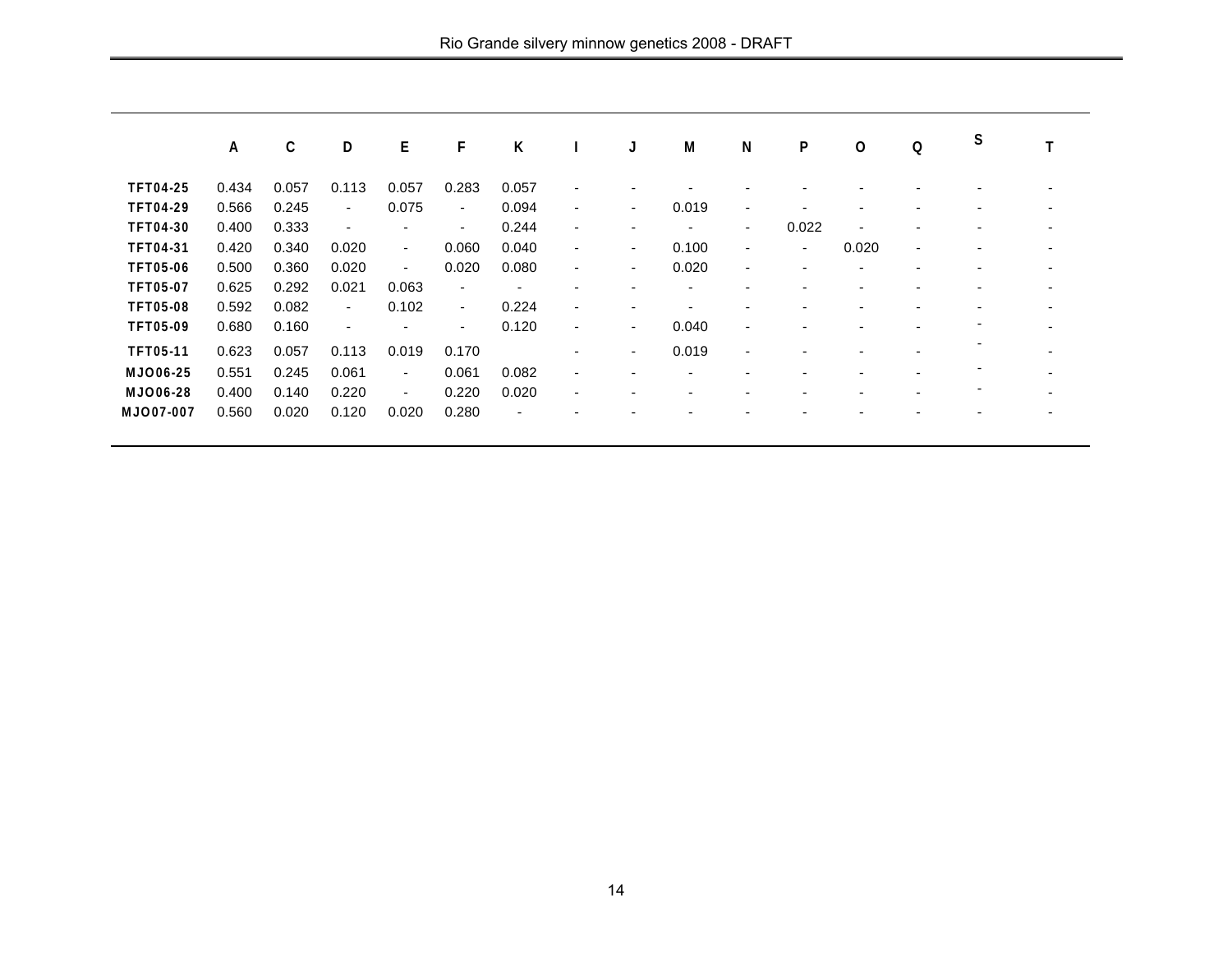| | A | C | D | E | F | K | I | J | M | N | P | O | Q | S | T |
|---|---|---|---|---|---|---|---|---|---|---|---|---|---|---|---|
| TFT04-25 | 0.434 | 0.057 | 0.113 | 0.057 | 0.283 | 0.057 | - | - | - | - | - | - | - | - | - |
| TFT04-29 | 0.566 | 0.245 | - | 0.075 | - | 0.094 | - | - | 0.019 | - | - | - | - | - | - |
| TFT04-30 | 0.400 | 0.333 | - | - | - | 0.244 | - | - | - | - | 0.022 | - | - | - | - |
| TFT04-31 | 0.420 | 0.340 | 0.020 | - | 0.060 | 0.040 | - | - | 0.100 | - | - | 0.020 | - | - | - |
| TFT05-06 | 0.500 | 0.360 | 0.020 | - | 0.020 | 0.080 | - | - | 0.020 | - | - | - | - | - | - |
| TFT05-07 | 0.625 | 0.292 | 0.021 | 0.063 | - | - | - | - | - | - | - | - | - | - | - |
| TFT05-08 | 0.592 | 0.082 | - | 0.102 | - | 0.224 | - | - | - | - | - | - | - | - | - |
| TFT05-09 | 0.680 | 0.160 | - | - | - | 0.120 | - | - | 0.040 | - | - | - | - | - | - |
| TFT05-11 | 0.623 | 0.057 | 0.113 | 0.019 | 0.170 | | - | - | 0.019 | - | - | - | - | - | - |
| MJO06-25 | 0.551 | 0.245 | 0.061 | - | 0.061 | 0.082 | - | - | - | - | - | - | - | - | - |
| MJO06-28 | 0.400 | 0.140 | 0.220 | - | 0.220 | 0.020 | - | - | - | - | - | - | - | - | - |
| MJO07-007 | 0.560 | 0.020 | 0.120 | 0.020 | 0.280 | - | - | - | - | - | - | - | - | - | - |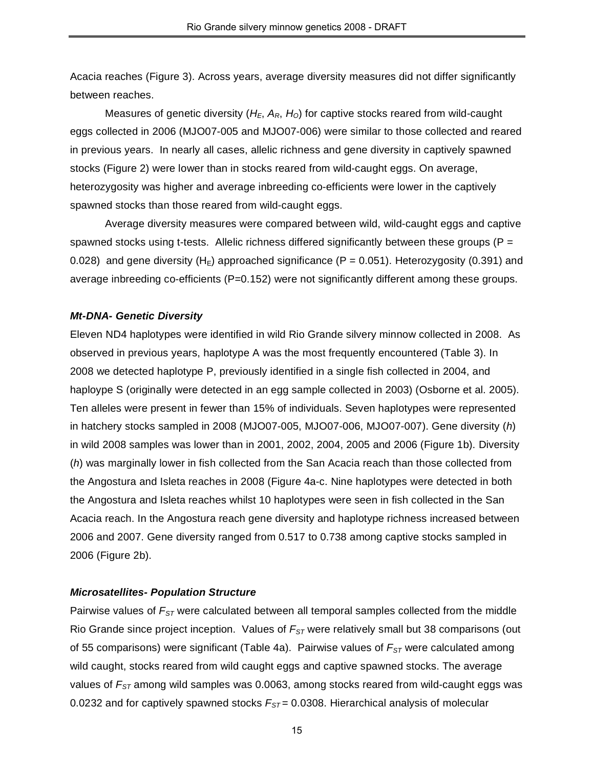Acacia reaches (Figure 3). Across years, average diversity measures did not differ significantly between reaches.

Measures of genetic diversity ($H_E$, $A_R$, $H_O$) for captive stocks reared from wild-caught eggs collected in 2006 (MJO07-005 and MJO07-006) were similar to those collected and reared in previous years. In nearly all cases, allelic richness and gene diversity in captively spawned stocks (Figure 2) were lower than in stocks reared from wild-caught eggs. On average, heterozygosity was higher and average inbreeding co-efficients were lower in the captively spawned stocks than those reared from wild-caught eggs.

Average diversity measures were compared between wild, wild-caught eggs and captive spawned stocks using t-tests. Allelic richness differed significantly between these groups ($P = 0.028$) and gene diversity ($H_E$) approached significance ($P = 0.051$). Heterozygosity (0.391) and average inbreeding co-efficients ($P=0.152$) were not significantly different among these groups.

### *Mt-DNA- Genetic Diversity*

Eleven ND4 haplotypes were identified in wild Rio Grande silvery minnow collected in 2008. As observed in previous years, haplotype A was the most frequently encountered (Table 3). In 2008 we detected haplotype P, previously identified in a single fish collected in 2004, and haploype S (originally were detected in an egg sample collected in 2003) (Osborne et al. 2005). Ten alleles were present in fewer than 15% of individuals. Seven haplotypes were represented in hatchery stocks sampled in 2008 (MJO07-005, MJO07-006, MJO07-007). Gene diversity (*h*) in wild 2008 samples was lower than in 2001, 2002, 2004, 2005 and 2006 (Figure 1b). Diversity (*h*) was marginally lower in fish collected from the San Acacia reach than those collected from the Angostura and Isleta reaches in 2008 (Figure 4a-c. Nine haplotypes were detected in both the Angostura and Isleta reaches whilst 10 haplotypes were seen in fish collected in the San Acacia reach. In the Angostura reach gene diversity and haplotype richness increased between 2006 and 2007. Gene diversity ranged from 0.517 to 0.738 among captive stocks sampled in 2006 (Figure 2b).

### *Microsatellites- Population Structure*

Pairwise values of $F_{ST}$ were calculated between all temporal samples collected from the middle Rio Grande since project inception. Values of $F_{ST}$ were relatively small but 38 comparisons (out of 55 comparisons) were significant (Table 4a). Pairwise values of $F_{ST}$ were calculated among wild caught, stocks reared from wild caught eggs and captive spawned stocks. The average values of $F_{ST}$ among wild samples was 0.0063, among stocks reared from wild-caught eggs was 0.0232 and for captively spawned stocks $F_{ST} = 0.0308$. Hierarchical analysis of molecular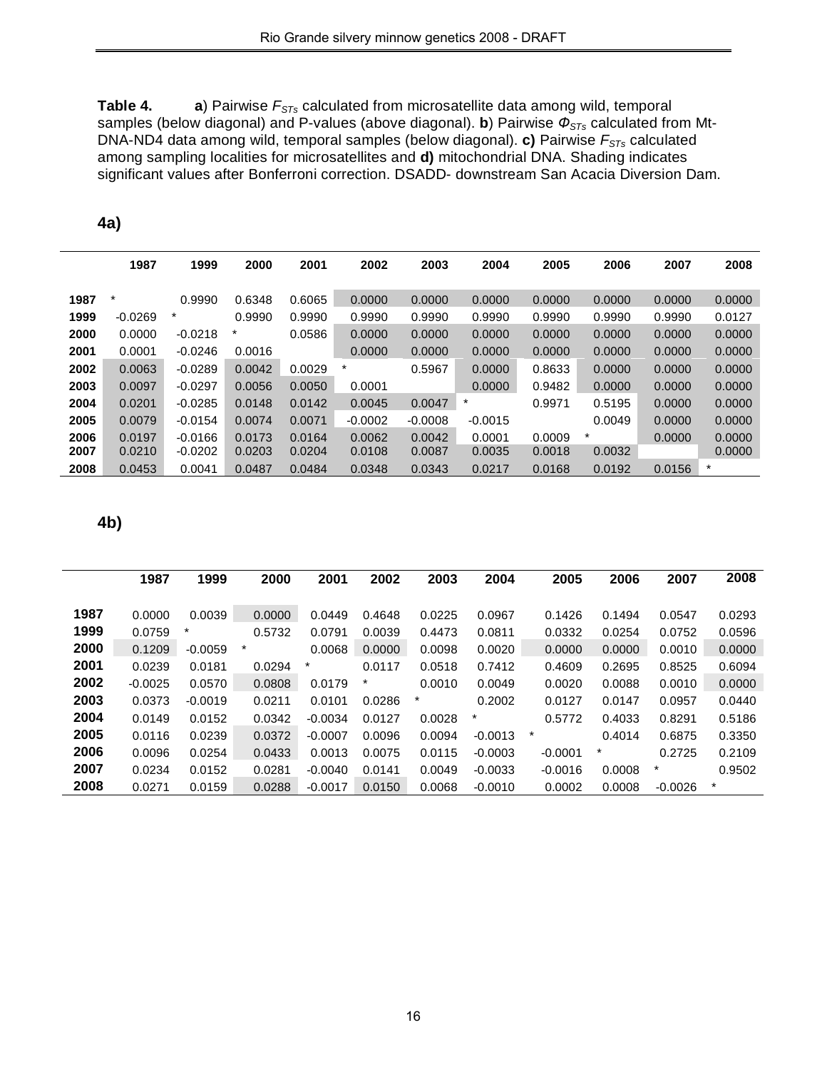**Table 4.** **a**) Pairwise $F_{STs}$ calculated from microsatellite data among wild, temporal samples (below diagonal) and P-values (above diagonal). **b**) Pairwise $\Phi_{STs}$ calculated from Mt-DNA-ND4 data among wild, temporal samples (below diagonal). **c)** Pairwise $F_{STs}$ calculated among sampling localities for microsatellites and **d)** mitochondrial DNA. Shading indicates significant values after Bonferroni correction. DSADD- downstream San Acacia Diversion Dam.

**4a)**

| | 1987 | 1999 | 2000 | 2001 | 2002 | 2003 | 2004 | 2005 | 2006 | 2007 | 2008 |
|---|---|---|---|---|---|---|---|---|---|---|---|
| **1987** | * | 0.9990 | 0.6348 | 0.6065 | 0.0000 | 0.0000 | 0.0000 | 0.0000 | 0.0000 | 0.0000 | 0.0000 |
| **1999** | -0.0269 | * | 0.9990 | 0.9990 | 0.9990 | 0.9990 | 0.9990 | 0.9990 | 0.9990 | 0.9990 | 0.0127 |
| **2000** | 0.0000 | -0.0218 | * | 0.0586 | 0.0000 | 0.0000 | 0.0000 | 0.0000 | 0.0000 | 0.0000 | 0.0000 |
| **2001** | 0.0001 | -0.0246 | 0.0016 | | 0.0000 | 0.0000 | 0.0000 | 0.0000 | 0.0000 | 0.0000 | 0.0000 |
| **2002** | 0.0063 | -0.0289 | 0.0042 | 0.0029 | * | 0.5967 | 0.0000 | 0.8633 | 0.0000 | 0.0000 | 0.0000 |
| **2003** | 0.0097 | -0.0297 | 0.0056 | 0.0050 | 0.0001 | | 0.0000 | 0.9482 | 0.0000 | 0.0000 | 0.0000 |
| **2004** | 0.0201 | -0.0285 | 0.0148 | 0.0142 | 0.0045 | 0.0047 | * | 0.9971 | 0.5195 | 0.0000 | 0.0000 |
| **2005** | 0.0079 | -0.0154 | 0.0074 | 0.0071 | -0.0002 | -0.0008 | -0.0015 | | 0.0049 | 0.0000 | 0.0000 |
| **2006** | 0.0197 | -0.0166 | 0.0173 | 0.0164 | 0.0062 | 0.0042 | 0.0001 | 0.0009 | * | 0.0000 | 0.0000 |
| **2007** | 0.0210 | -0.0202 | 0.0203 | 0.0204 | 0.0108 | 0.0087 | 0.0035 | 0.0018 | 0.0032 | | 0.0000 |
| **2008** | 0.0453 | 0.0041 | 0.0487 | 0.0484 | 0.0348 | 0.0343 | 0.0217 | 0.0168 | 0.0192 | 0.0156 | * |

**4b)**

| | 1987 | 1999 | 2000 | 2001 | 2002 | 2003 | 2004 | 2005 | 2006 | 2007 | 2008 |
|---|---|---|---|---|---|---|---|---|---|---|---|
| **1987** | 0.0000 | 0.0039 | 0.0000 | 0.0449 | 0.4648 | 0.0225 | 0.0967 | 0.1426 | 0.1494 | 0.0547 | 0.0293 |
| **1999** | 0.0759 | * | 0.5732 | 0.0791 | 0.0039 | 0.4473 | 0.0811 | 0.0332 | 0.0254 | 0.0752 | 0.0596 |
| **2000** | 0.1209 | -0.0059 | * | 0.0068 | 0.0000 | 0.0098 | 0.0020 | 0.0000 | 0.0000 | 0.0010 | 0.0000 |
| **2001** | 0.0239 | 0.0181 | 0.0294 | * | 0.0117 | 0.0518 | 0.7412 | 0.4609 | 0.2695 | 0.8525 | 0.6094 |
| **2002** | -0.0025 | 0.0570 | 0.0808 | 0.0179 | * | 0.0010 | 0.0049 | 0.0020 | 0.0088 | 0.0010 | 0.0000 |
| **2003** | 0.0373 | -0.0019 | 0.0211 | 0.0101 | 0.0286 | * | 0.2002 | 0.0127 | 0.0147 | 0.0957 | 0.0440 |
| **2004** | 0.0149 | 0.0152 | 0.0342 | -0.0034 | 0.0127 | 0.0028 | * | 0.5772 | 0.4033 | 0.8291 | 0.5186 |
| **2005** | 0.0116 | 0.0239 | 0.0372 | -0.0007 | 0.0096 | 0.0094 | -0.0013 | * | 0.4014 | 0.6875 | 0.3350 |
| **2006** | 0.0096 | 0.0254 | 0.0433 | 0.0013 | 0.0075 | 0.0115 | -0.0003 | -0.0001 | * | 0.2725 | 0.2109 |
| **2007** | 0.0234 | 0.0152 | 0.0281 | -0.0040 | 0.0141 | 0.0049 | -0.0033 | -0.0016 | 0.0008 | * | 0.9502 |
| **2008** | 0.0271 | 0.0159 | 0.0288 | -0.0017 | 0.0150 | 0.0068 | -0.0010 | 0.0002 | 0.0008 | -0.0026 | * |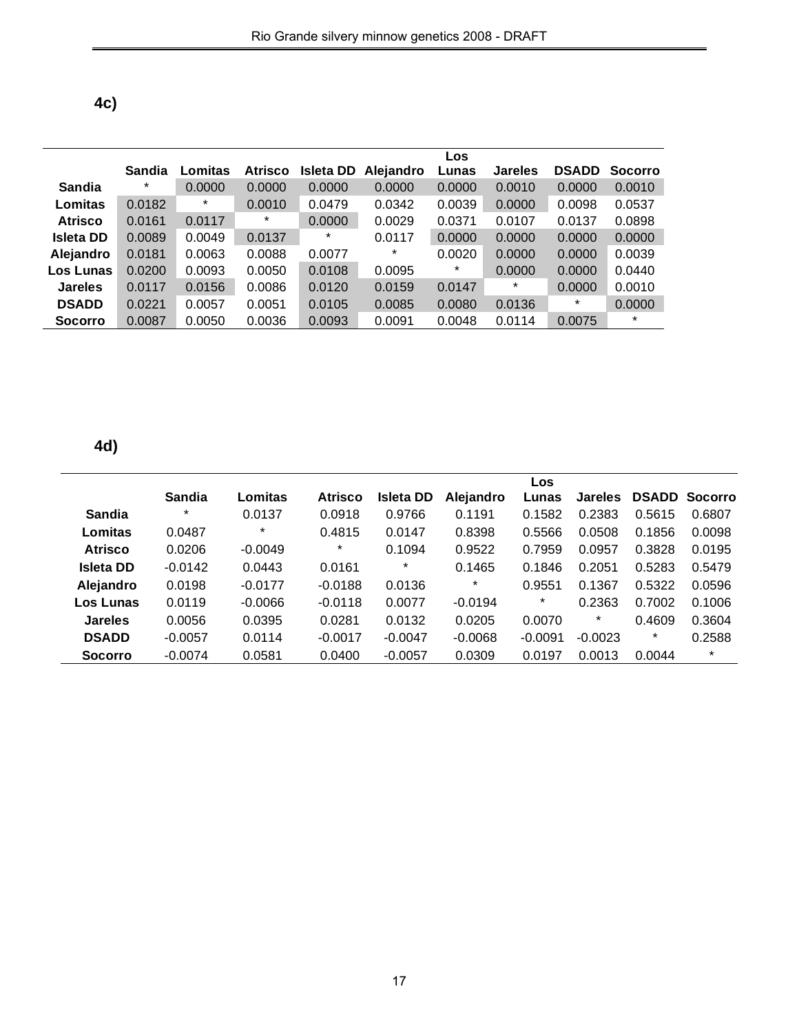**4c)**

| | Sandia | Lomitas | Atrisco | Isleta DD | Alejandro | Los Lunas | Jareles | DSADD | Socorro |
|---|---|---|---|---|---|---|---|---|---|
| **Sandia** | * | 0.0000 | 0.0000 | 0.0000 | 0.0000 | 0.0000 | 0.0010 | 0.0000 | 0.0010 |
| **Lomitas** | 0.0182 | * | 0.0010 | 0.0479 | 0.0342 | 0.0039 | 0.0000 | 0.0098 | 0.0537 |
| **Atrisco** | 0.0161 | 0.0117 | * | 0.0000 | 0.0029 | 0.0371 | 0.0107 | 0.0137 | 0.0898 |
| **Isleta DD** | 0.0089 | 0.0049 | 0.0137 | * | 0.0117 | 0.0000 | 0.0000 | 0.0000 | 0.0000 |
| **Alejandro** | 0.0181 | 0.0063 | 0.0088 | 0.0077 | * | 0.0020 | 0.0000 | 0.0000 | 0.0039 |
| **Los Lunas** | 0.0200 | 0.0093 | 0.0050 | 0.0108 | 0.0095 | * | 0.0000 | 0.0000 | 0.0440 |
| **Jareles** | 0.0117 | 0.0156 | 0.0086 | 0.0120 | 0.0159 | 0.0147 | * | 0.0000 | 0.0010 |
| **DSADD** | 0.0221 | 0.0057 | 0.0051 | 0.0105 | 0.0085 | 0.0080 | 0.0136 | * | 0.0000 |
| **Socorro** | 0.0087 | 0.0050 | 0.0036 | 0.0093 | 0.0091 | 0.0048 | 0.0114 | 0.0075 | * |

**4d)**

| | Sandia | Lomitas | Atrisco | Isleta DD | Alejandro | Los Lunas | Jareles | DSADD | Socorro |
|---|---|---|---|---|---|---|---|---|---|
| **Sandia** | * | 0.0137 | 0.0918 | 0.9766 | 0.1191 | 0.1582 | 0.2383 | 0.5615 | 0.6807 |
| **Lomitas** | 0.0487 | * | 0.4815 | 0.0147 | 0.8398 | 0.5566 | 0.0508 | 0.1856 | 0.0098 |
| **Atrisco** | 0.0206 | -0.0049 | * | 0.1094 | 0.9522 | 0.7959 | 0.0957 | 0.3828 | 0.0195 |
| **Isleta DD** | -0.0142 | 0.0443 | 0.0161 | * | 0.1465 | 0.1846 | 0.2051 | 0.5283 | 0.5479 |
| **Alejandro** | 0.0198 | -0.0177 | -0.0188 | 0.0136 | * | 0.9551 | 0.1367 | 0.5322 | 0.0596 |
| **Los Lunas** | 0.0119 | -0.0066 | -0.0118 | 0.0077 | -0.0194 | * | 0.2363 | 0.7002 | 0.1006 |
| **Jareles** | 0.0056 | 0.0395 | 0.0281 | 0.0132 | 0.0205 | 0.0070 | * | 0.4609 | 0.3604 |
| **DSADD** | -0.0057 | 0.0114 | -0.0017 | -0.0047 | -0.0068 | -0.0091 | -0.0023 | * | 0.2588 |
| **Socorro** | -0.0074 | 0.0581 | 0.0400 | -0.0057 | 0.0309 | 0.0197 | 0.0013 | 0.0044 | * |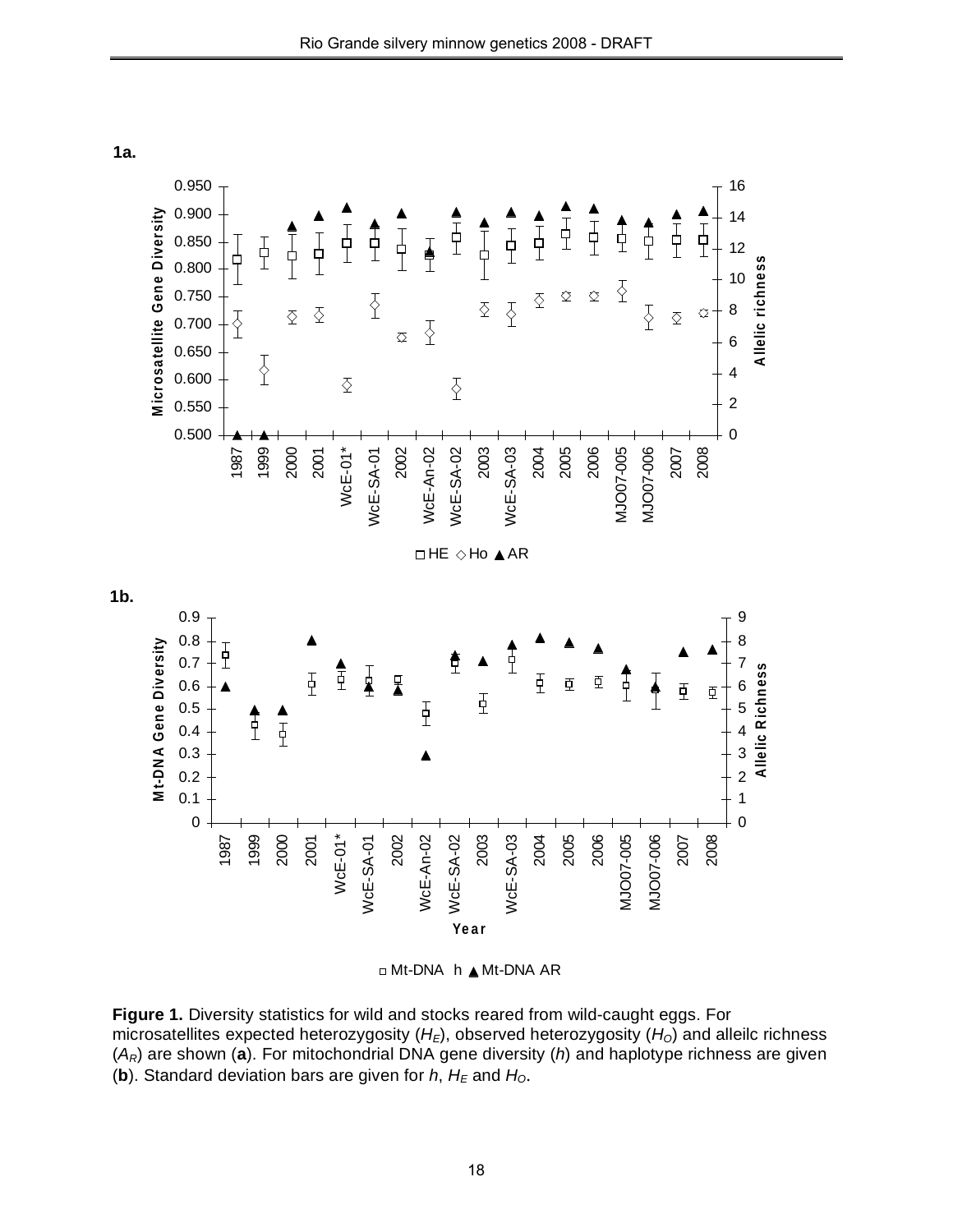**1a.**

**1b.**

**Figure 1.** Diversity statistics for wild and stocks reared from wild-caught eggs. For microsatellites expected heterozygosity ($H_E$), observed heterozygosity ($H_O$) and alleilc richness ($A_R$) are shown (**a**). For mitochondrial DNA gene diversity (*h*) and haplotype richness are given (**b**). Standard deviation bars are given for *h*, $H_E$ and $H_O$.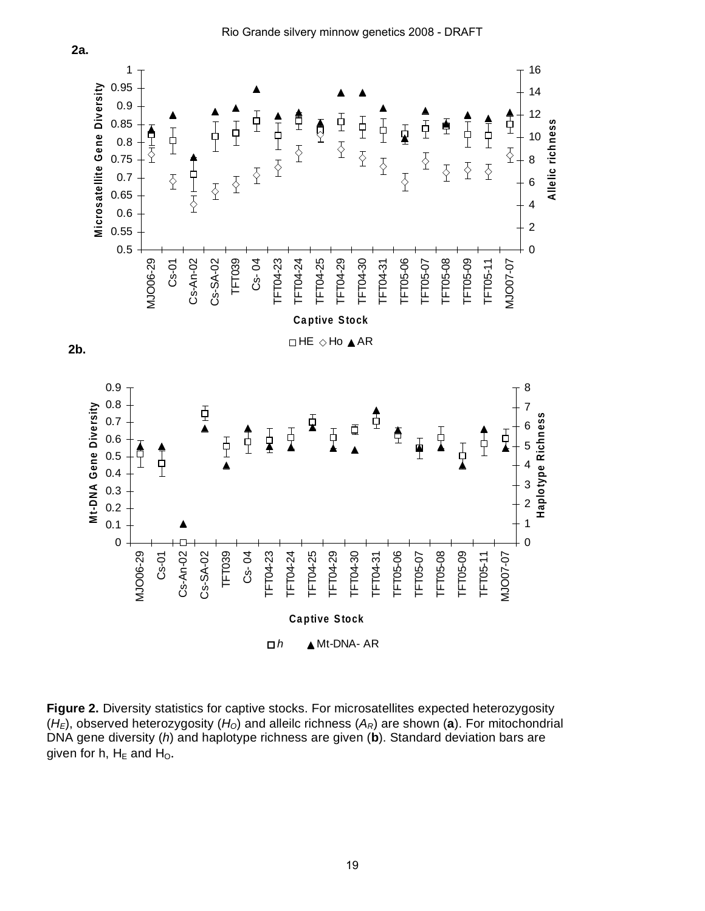**2a.**

**2b.**

**Figure 2.** Diversity statistics for captive stocks. For microsatellites expected heterozygosity ($H_E$), observed heterozygosity ($H_O$) and alleilc richness ($A_R$) are shown (**a**). For mitochondrial DNA gene diversity (*h*) and haplotype richness are given (**b**). Standard deviation bars are given for h, $H_E$ and $H_O$.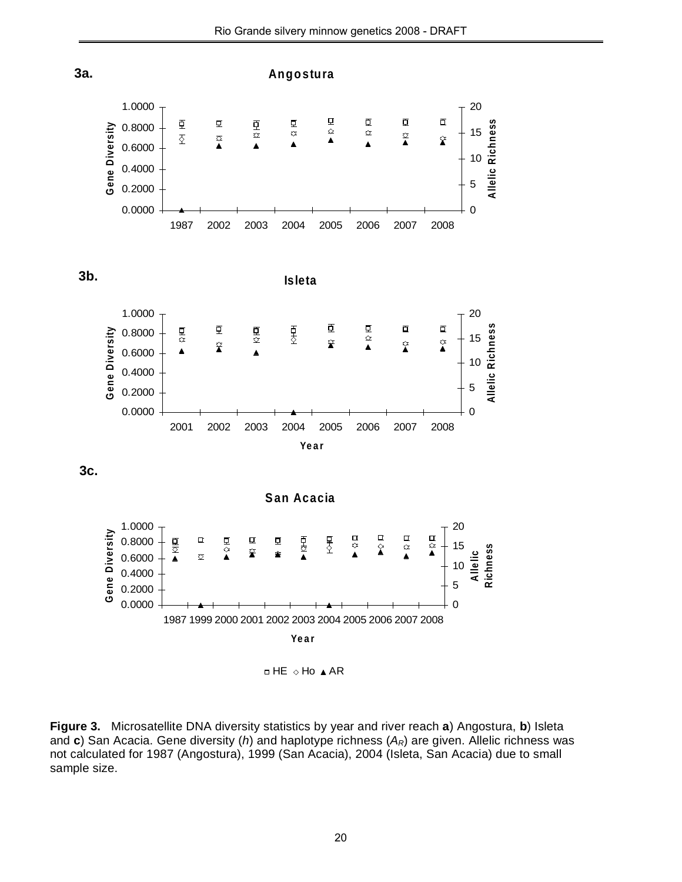**3a.**

**Angostura**

**3b.**

**Isleta**

**3c.**

**San Acacia**

**Figure 3.** Microsatellite DNA diversity statistics by year and river reach **a**) Angostura, **b**) Isleta and **c**) San Acacia. Gene diversity (*h*) and haplotype richness ($A_R$) are given. Allelic richness was not calculated for 1987 (Angostura), 1999 (San Acacia), 2004 (Isleta, San Acacia) due to small sample size.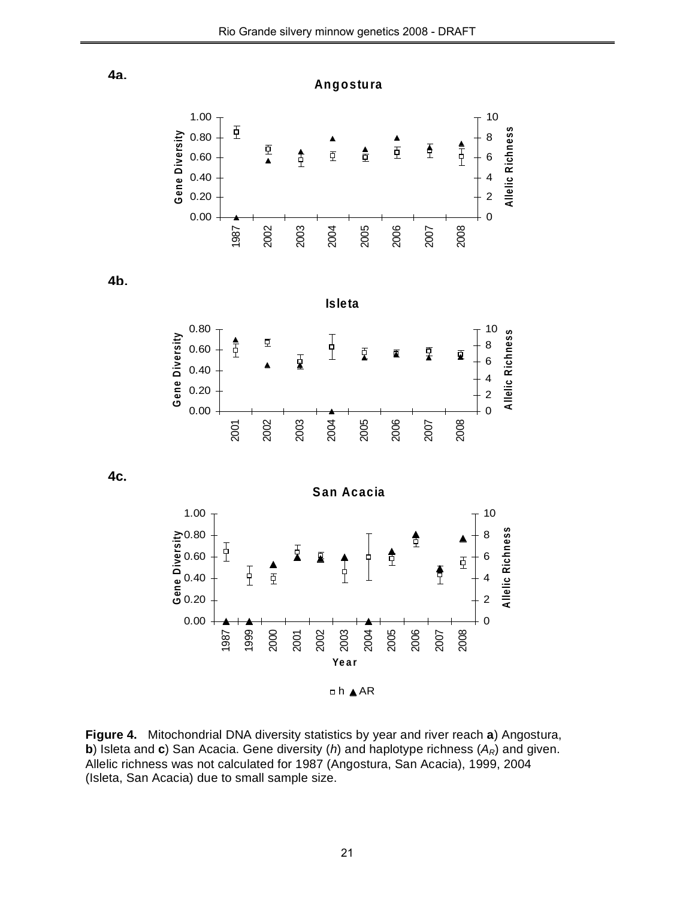**4a.**

**4b.**

**4c.**

**Figure 4.** Mitochondrial DNA diversity statistics by year and river reach **a**) Angostura, **b**) Isleta and **c**) San Acacia. Gene diversity (*h*) and haplotype richness ($A_R$) and given. Allelic richness was not calculated for 1987 (Angostura, San Acacia), 1999, 2004 (Isleta, San Acacia) due to small sample size.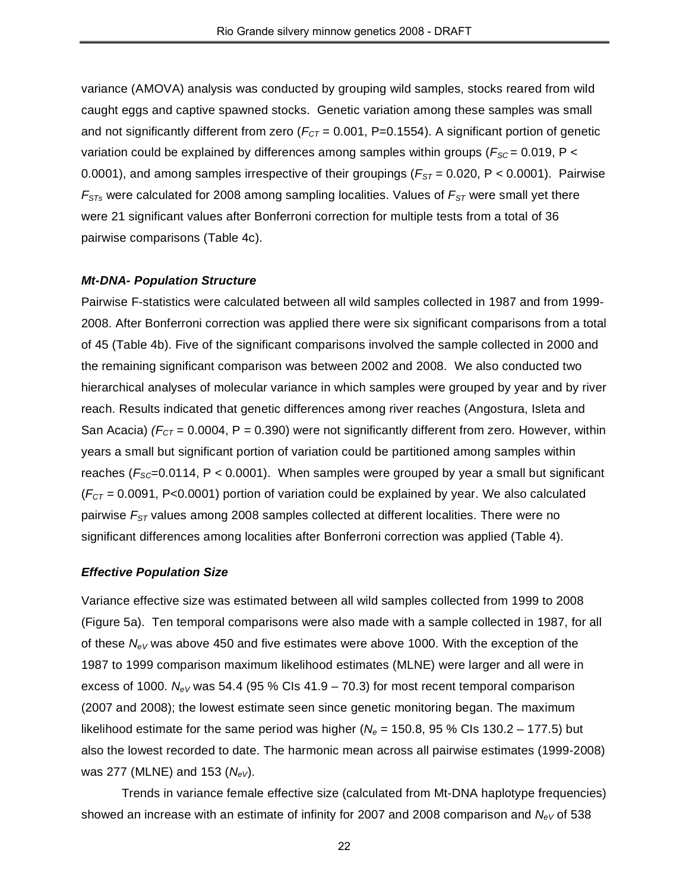variance (AMOVA) analysis was conducted by grouping wild samples, stocks reared from wild caught eggs and captive spawned stocks. Genetic variation among these samples was small and not significantly different from zero ($F_{CT}$ = 0.001, P=0.1554). A significant portion of genetic variation could be explained by differences among samples within groups ($F_{SC}$ = 0.019, P < 0.0001), and among samples irrespective of their groupings ($F_{ST}$ = 0.020, P < 0.0001). Pairwise $F_{STs}$ were calculated for 2008 among sampling localities. Values of $F_{ST}$ were small yet there were 21 significant values after Bonferroni correction for multiple tests from a total of 36 pairwise comparisons (Table 4c).

### *Mt-DNA- Population Structure*

Pairwise F-statistics were calculated between all wild samples collected in 1987 and from 1999-2008. After Bonferroni correction was applied there were six significant comparisons from a total of 45 (Table 4b). Five of the significant comparisons involved the sample collected in 2000 and the remaining significant comparison was between 2002 and 2008. We also conducted two hierarchical analyses of molecular variance in which samples were grouped by year and by river reach. Results indicated that genetic differences among river reaches (Angostura, Isleta and San Acacia) ($F_{CT}$ = 0.0004, P = 0.390) were not significantly different from zero. However, within years a small but significant portion of variation could be partitioned among samples within reaches ($F_{SC}$=0.0114, P < 0.0001). When samples were grouped by year a small but significant ($F_{CT}$ = 0.0091, P<0.0001) portion of variation could be explained by year. We also calculated pairwise $F_{ST}$ values among 2008 samples collected at different localities. There were no significant differences among localities after Bonferroni correction was applied (Table 4).

### *Effective Population Size*

Variance effective size was estimated between all wild samples collected from 1999 to 2008 (Figure 5a). Ten temporal comparisons were also made with a sample collected in 1987, for all of these $N_{eV}$ was above 450 and five estimates were above 1000. With the exception of the 1987 to 1999 comparison maximum likelihood estimates (MLNE) were larger and all were in excess of 1000. $N_{eV}$ was 54.4 (95 % CIs 41.9 – 70.3) for most recent temporal comparison (2007 and 2008); the lowest estimate seen since genetic monitoring began. The maximum likelihood estimate for the same period was higher ($N_e$ = 150.8, 95 % CIs 130.2 – 177.5) but also the lowest recorded to date. The harmonic mean across all pairwise estimates (1999-2008) was 277 (MLNE) and 153 ($N_{eV}$).

Trends in variance female effective size (calculated from Mt-DNA haplotype frequencies) showed an increase with an estimate of infinity for 2007 and 2008 comparison and $N_{eV}$ of 538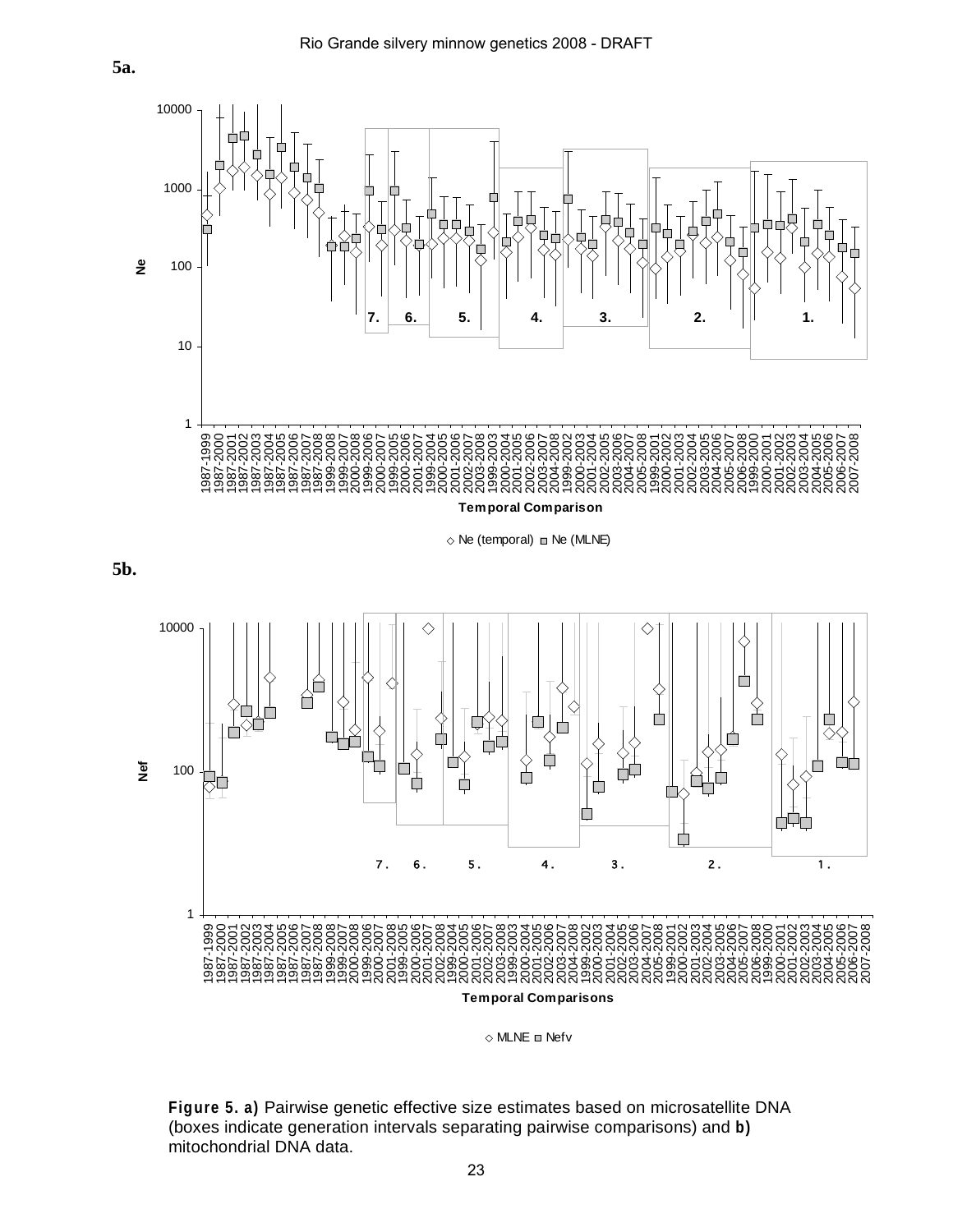**5a.**

**5b.**

**Figure 5. a)** Pairwise genetic effective size estimates based on microsatellite DNA (boxes indicate generation intervals separating pairwise comparisons) and **b)** mitochondrial DNA data.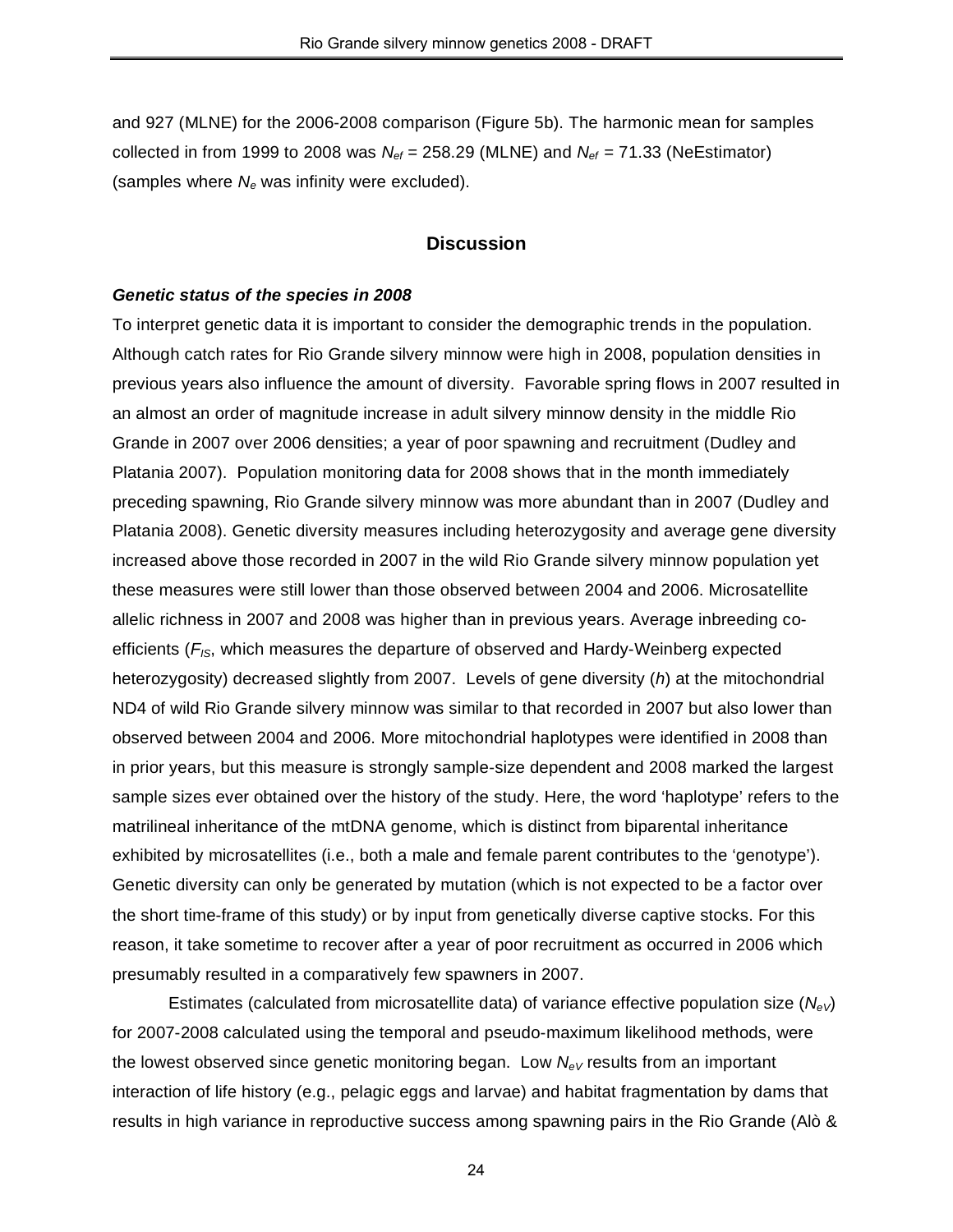and 927 (MLNE) for the 2006-2008 comparison (Figure 5b). The harmonic mean for samples collected in from 1999 to 2008 was $N_{ef}$ = 258.29 (MLNE) and $N_{ef}$ = 71.33 (NeEstimator) (samples where $N_e$ was infinity were excluded).

## Discussion

***Genetic status of the species in 2008***

To interpret genetic data it is important to consider the demographic trends in the population. Although catch rates for Rio Grande silvery minnow were high in 2008, population densities in previous years also influence the amount of diversity. Favorable spring flows in 2007 resulted in an almost an order of magnitude increase in adult silvery minnow density in the middle Rio Grande in 2007 over 2006 densities; a year of poor spawning and recruitment (Dudley and Platania 2007). Population monitoring data for 2008 shows that in the month immediately preceding spawning, Rio Grande silvery minnow was more abundant than in 2007 (Dudley and Platania 2008). Genetic diversity measures including heterozygosity and average gene diversity increased above those recorded in 2007 in the wild Rio Grande silvery minnow population yet these measures were still lower than those observed between 2004 and 2006. Microsatellite allelic richness in 2007 and 2008 was higher than in previous years. Average inbreeding co-efficients ($F_{IS}$, which measures the departure of observed and Hardy-Weinberg expected heterozygosity) decreased slightly from 2007. Levels of gene diversity (*h*) at the mitochondrial ND4 of wild Rio Grande silvery minnow was similar to that recorded in 2007 but also lower than observed between 2004 and 2006. More mitochondrial haplotypes were identified in 2008 than in prior years, but this measure is strongly sample-size dependent and 2008 marked the largest sample sizes ever obtained over the history of the study. Here, the word 'haplotype' refers to the matrilineal inheritance of the mtDNA genome, which is distinct from biparental inheritance exhibited by microsatellites (i.e., both a male and female parent contributes to the 'genotype'). Genetic diversity can only be generated by mutation (which is not expected to be a factor over the short time-frame of this study) or by input from genetically diverse captive stocks. For this reason, it take sometime to recover after a year of poor recruitment as occurred in 2006 which presumably resulted in a comparatively few spawners in 2007.

Estimates (calculated from microsatellite data) of variance effective population size ($N_{eV}$) for 2007-2008 calculated using the temporal and pseudo-maximum likelihood methods, were the lowest observed since genetic monitoring began. Low $N_{eV}$ results from an important interaction of life history (e.g., pelagic eggs and larvae) and habitat fragmentation by dams that results in high variance in reproductive success among spawning pairs in the Rio Grande (Alò &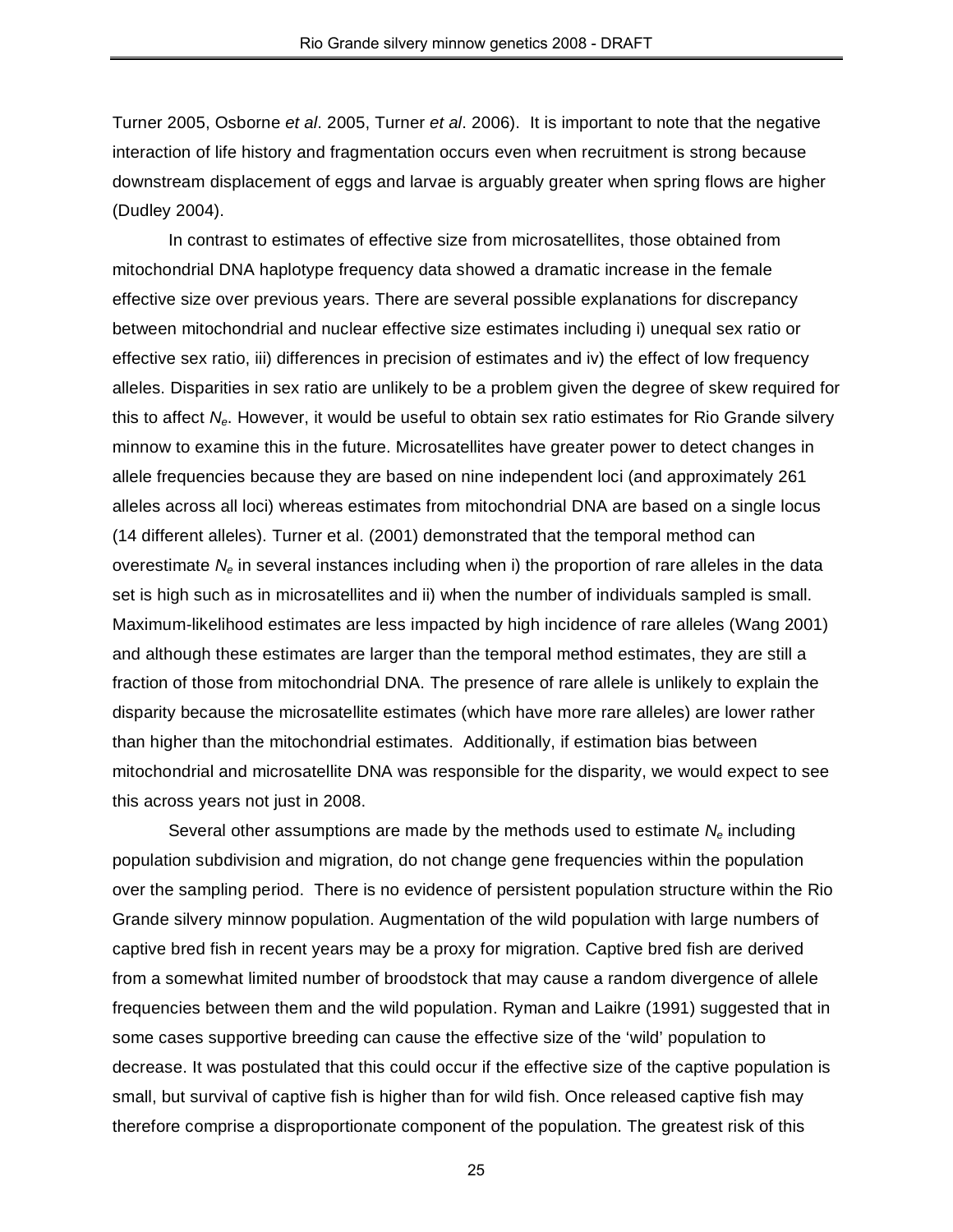Turner 2005, Osborne *et al*. 2005, Turner *et al*. 2006). It is important to note that the negative interaction of life history and fragmentation occurs even when recruitment is strong because downstream displacement of eggs and larvae is arguably greater when spring flows are higher (Dudley 2004).

In contrast to estimates of effective size from microsatellites, those obtained from mitochondrial DNA haplotype frequency data showed a dramatic increase in the female effective size over previous years. There are several possible explanations for discrepancy between mitochondrial and nuclear effective size estimates including i) unequal sex ratio or effective sex ratio, iii) differences in precision of estimates and iv) the effect of low frequency alleles. Disparities in sex ratio are unlikely to be a problem given the degree of skew required for this to affect $N_e$. However, it would be useful to obtain sex ratio estimates for Rio Grande silvery minnow to examine this in the future. Microsatellites have greater power to detect changes in allele frequencies because they are based on nine independent loci (and approximately 261 alleles across all loci) whereas estimates from mitochondrial DNA are based on a single locus (14 different alleles). Turner et al. (2001) demonstrated that the temporal method can overestimate $N_e$ in several instances including when i) the proportion of rare alleles in the data set is high such as in microsatellites and ii) when the number of individuals sampled is small. Maximum-likelihood estimates are less impacted by high incidence of rare alleles (Wang 2001) and although these estimates are larger than the temporal method estimates, they are still a fraction of those from mitochondrial DNA. The presence of rare allele is unlikely to explain the disparity because the microsatellite estimates (which have more rare alleles) are lower rather than higher than the mitochondrial estimates. Additionally, if estimation bias between mitochondrial and microsatellite DNA was responsible for the disparity, we would expect to see this across years not just in 2008.

Several other assumptions are made by the methods used to estimate $N_e$ including population subdivision and migration, do not change gene frequencies within the population over the sampling period. There is no evidence of persistent population structure within the Rio Grande silvery minnow population. Augmentation of the wild population with large numbers of captive bred fish in recent years may be a proxy for migration. Captive bred fish are derived from a somewhat limited number of broodstock that may cause a random divergence of allele frequencies between them and the wild population. Ryman and Laikre (1991) suggested that in some cases supportive breeding can cause the effective size of the 'wild' population to decrease. It was postulated that this could occur if the effective size of the captive population is small, but survival of captive fish is higher than for wild fish. Once released captive fish may therefore comprise a disproportionate component of the population. The greatest risk of this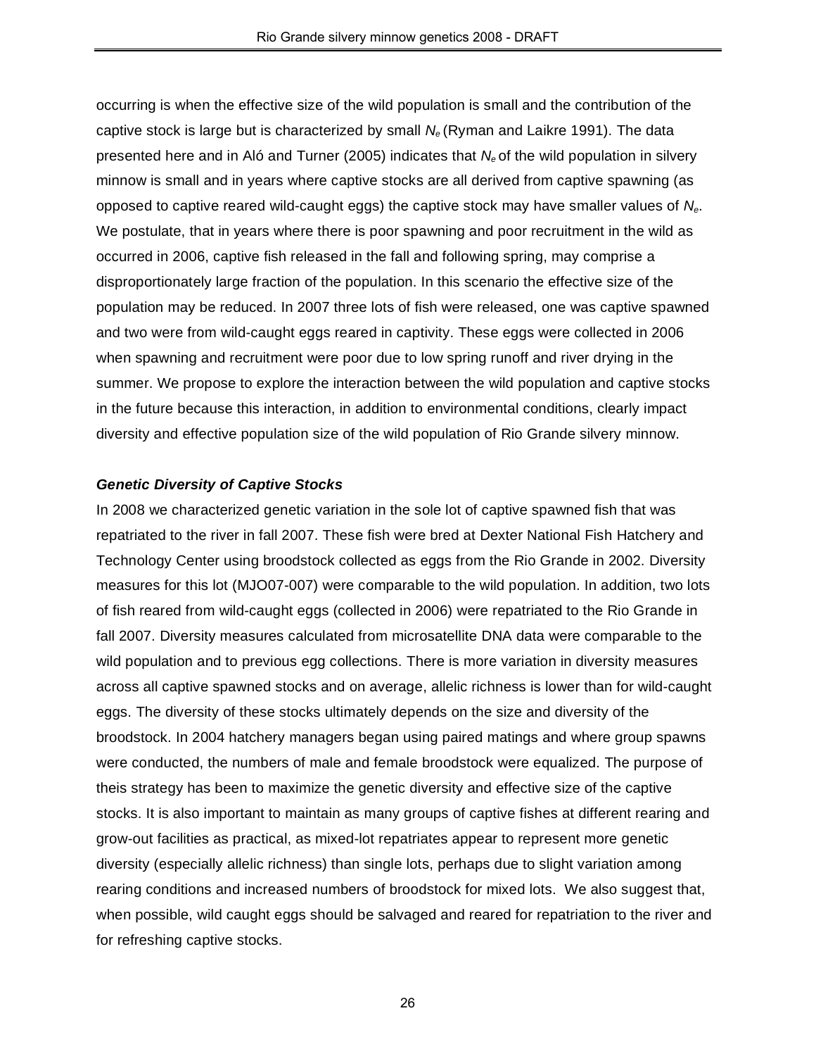occurring is when the effective size of the wild population is small and the contribution of the captive stock is large but is characterized by small $N_e$ (Ryman and Laikre 1991). The data presented here and in Aló and Turner (2005) indicates that $N_e$ of the wild population in silvery minnow is small and in years where captive stocks are all derived from captive spawning (as opposed to captive reared wild-caught eggs) the captive stock may have smaller values of $N_e$. We postulate, that in years where there is poor spawning and poor recruitment in the wild as occurred in 2006, captive fish released in the fall and following spring, may comprise a disproportionately large fraction of the population. In this scenario the effective size of the population may be reduced. In 2007 three lots of fish were released, one was captive spawned and two were from wild-caught eggs reared in captivity. These eggs were collected in 2006 when spawning and recruitment were poor due to low spring runoff and river drying in the summer. We propose to explore the interaction between the wild population and captive stocks in the future because this interaction, in addition to environmental conditions, clearly impact diversity and effective population size of the wild population of Rio Grande silvery minnow.

***Genetic Diversity of Captive Stocks***

In 2008 we characterized genetic variation in the sole lot of captive spawned fish that was repatriated to the river in fall 2007. These fish were bred at Dexter National Fish Hatchery and Technology Center using broodstock collected as eggs from the Rio Grande in 2002. Diversity measures for this lot (MJO07-007) were comparable to the wild population. In addition, two lots of fish reared from wild-caught eggs (collected in 2006) were repatriated to the Rio Grande in fall 2007. Diversity measures calculated from microsatellite DNA data were comparable to the wild population and to previous egg collections. There is more variation in diversity measures across all captive spawned stocks and on average, allelic richness is lower than for wild-caught eggs. The diversity of these stocks ultimately depends on the size and diversity of the broodstock. In 2004 hatchery managers began using paired matings and where group spawns were conducted, the numbers of male and female broodstock were equalized. The purpose of theis strategy has been to maximize the genetic diversity and effective size of the captive stocks. It is also important to maintain as many groups of captive fishes at different rearing and grow-out facilities as practical, as mixed-lot repatriates appear to represent more genetic diversity (especially allelic richness) than single lots, perhaps due to slight variation among rearing conditions and increased numbers of broodstock for mixed lots. We also suggest that, when possible, wild caught eggs should be salvaged and reared for repatriation to the river and for refreshing captive stocks.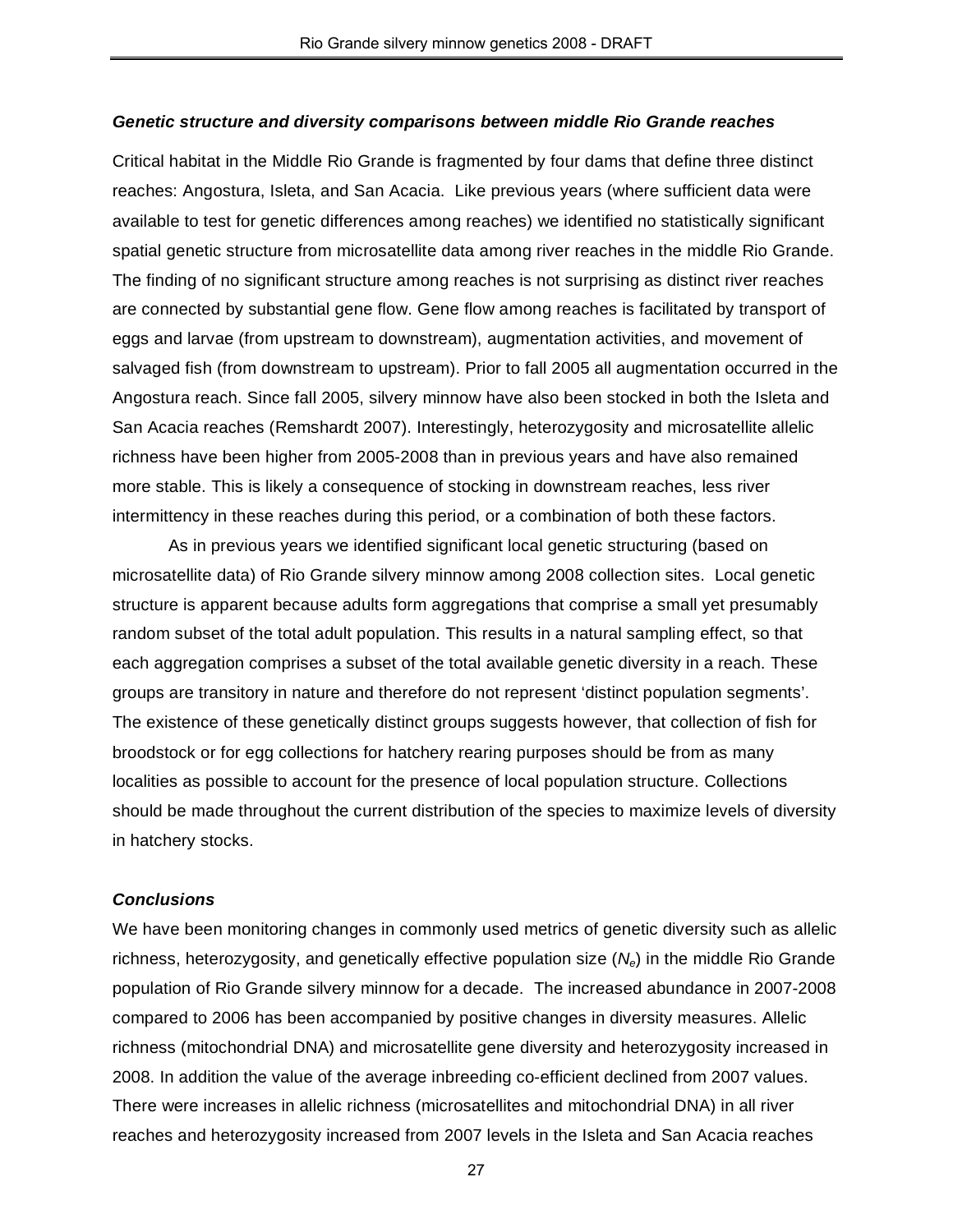### *Genetic structure and diversity comparisons between middle Rio Grande reaches*

Critical habitat in the Middle Rio Grande is fragmented by four dams that define three distinct reaches: Angostura, Isleta, and San Acacia. Like previous years (where sufficient data were available to test for genetic differences among reaches) we identified no statistically significant spatial genetic structure from microsatellite data among river reaches in the middle Rio Grande. The finding of no significant structure among reaches is not surprising as distinct river reaches are connected by substantial gene flow. Gene flow among reaches is facilitated by transport of eggs and larvae (from upstream to downstream), augmentation activities, and movement of salvaged fish (from downstream to upstream). Prior to fall 2005 all augmentation occurred in the Angostura reach. Since fall 2005, silvery minnow have also been stocked in both the Isleta and San Acacia reaches (Remshardt 2007). Interestingly, heterozygosity and microsatellite allelic richness have been higher from 2005-2008 than in previous years and have also remained more stable. This is likely a consequence of stocking in downstream reaches, less river intermittency in these reaches during this period, or a combination of both these factors.

As in previous years we identified significant local genetic structuring (based on microsatellite data) of Rio Grande silvery minnow among 2008 collection sites. Local genetic structure is apparent because adults form aggregations that comprise a small yet presumably random subset of the total adult population. This results in a natural sampling effect, so that each aggregation comprises a subset of the total available genetic diversity in a reach. These groups are transitory in nature and therefore do not represent 'distinct population segments'. The existence of these genetically distinct groups suggests however, that collection of fish for broodstock or for egg collections for hatchery rearing purposes should be from as many localities as possible to account for the presence of local population structure. Collections should be made throughout the current distribution of the species to maximize levels of diversity in hatchery stocks.

### *Conclusions*

We have been monitoring changes in commonly used metrics of genetic diversity such as allelic richness, heterozygosity, and genetically effective population size ($N_e$) in the middle Rio Grande population of Rio Grande silvery minnow for a decade. The increased abundance in 2007-2008 compared to 2006 has been accompanied by positive changes in diversity measures. Allelic richness (mitochondrial DNA) and microsatellite gene diversity and heterozygosity increased in 2008. In addition the value of the average inbreeding co-efficient declined from 2007 values. There were increases in allelic richness (microsatellites and mitochondrial DNA) in all river reaches and heterozygosity increased from 2007 levels in the Isleta and San Acacia reaches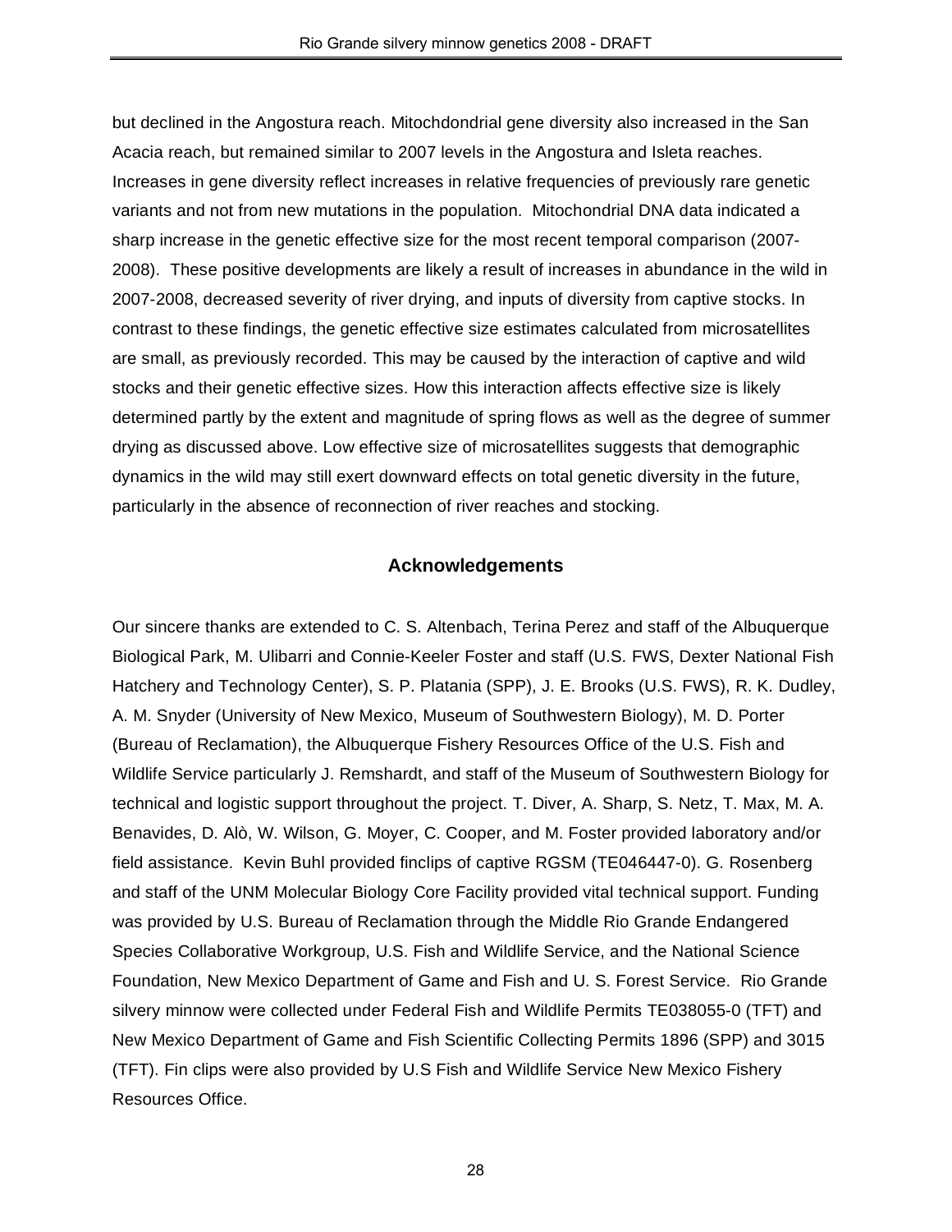but declined in the Angostura reach. Mitochdondrial gene diversity also increased in the San Acacia reach, but remained similar to 2007 levels in the Angostura and Isleta reaches. Increases in gene diversity reflect increases in relative frequencies of previously rare genetic variants and not from new mutations in the population. Mitochondrial DNA data indicated a sharp increase in the genetic effective size for the most recent temporal comparison (2007-2008). These positive developments are likely a result of increases in abundance in the wild in 2007-2008, decreased severity of river drying, and inputs of diversity from captive stocks. In contrast to these findings, the genetic effective size estimates calculated from microsatellites are small, as previously recorded. This may be caused by the interaction of captive and wild stocks and their genetic effective sizes. How this interaction affects effective size is likely determined partly by the extent and magnitude of spring flows as well as the degree of summer drying as discussed above. Low effective size of microsatellites suggests that demographic dynamics in the wild may still exert downward effects on total genetic diversity in the future, particularly in the absence of reconnection of river reaches and stocking.

## Acknowledgements

Our sincere thanks are extended to C. S. Altenbach, Terina Perez and staff of the Albuquerque Biological Park, M. Ulibarri and Connie-Keeler Foster and staff (U.S. FWS, Dexter National Fish Hatchery and Technology Center), S. P. Platania (SPP), J. E. Brooks (U.S. FWS), R. K. Dudley, A. M. Snyder (University of New Mexico, Museum of Southwestern Biology), M. D. Porter (Bureau of Reclamation), the Albuquerque Fishery Resources Office of the U.S. Fish and Wildlife Service particularly J. Remshardt, and staff of the Museum of Southwestern Biology for technical and logistic support throughout the project. T. Diver, A. Sharp, S. Netz, T. Max, M. A. Benavides, D. Alò, W. Wilson, G. Moyer, C. Cooper, and M. Foster provided laboratory and/or field assistance. Kevin Buhl provided finclips of captive RGSM (TE046447-0). G. Rosenberg and staff of the UNM Molecular Biology Core Facility provided vital technical support. Funding was provided by U.S. Bureau of Reclamation through the Middle Rio Grande Endangered Species Collaborative Workgroup, U.S. Fish and Wildlife Service, and the National Science Foundation, New Mexico Department of Game and Fish and U. S. Forest Service. Rio Grande silvery minnow were collected under Federal Fish and Wildlife Permits TE038055-0 (TFT) and New Mexico Department of Game and Fish Scientific Collecting Permits 1896 (SPP) and 3015 (TFT). Fin clips were also provided by U.S Fish and Wildlife Service New Mexico Fishery Resources Office.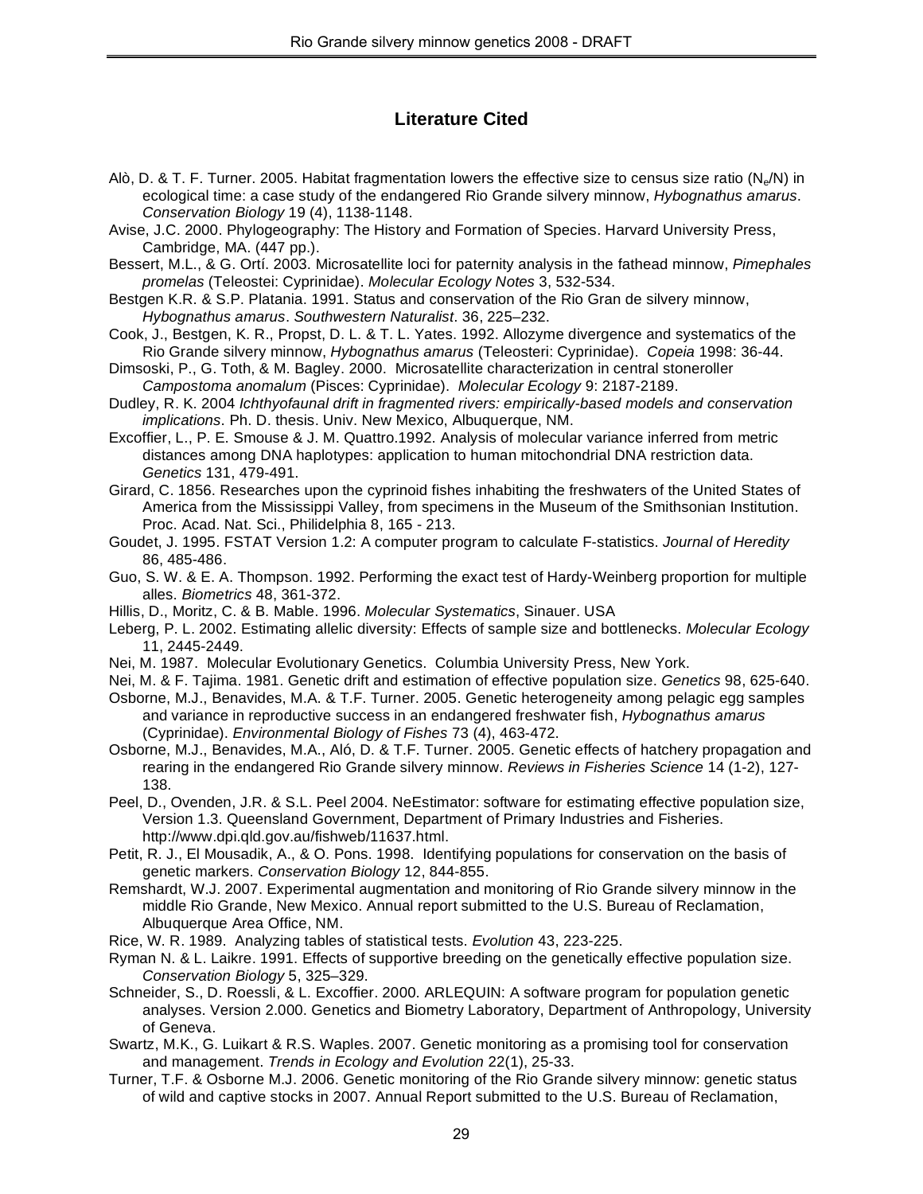## Literature Cited

Alò, D. & T. F. Turner. 2005. Habitat fragmentation lowers the effective size to census size ratio ($N_e/N$) in ecological time: a case study of the endangered Rio Grande silvery minnow, *Hybognathus amarus*. *Conservation Biology* 19 (4), 1138-1148.

Avise, J.C. 2000. Phylogeography: The History and Formation of Species. Harvard University Press, Cambridge, MA. (447 pp.).

Bessert, M.L., & G. Ortí. 2003. Microsatellite loci for paternity analysis in the fathead minnow, *Pimephales promelas* (Teleostei: Cyprinidae). *Molecular Ecology Notes* 3, 532-534.

Bestgen K.R. & S.P. Platania. 1991. Status and conservation of the Rio Gran de silvery minnow, *Hybognathus amarus*. *Southwestern Naturalist*. 36, 225–232.

Cook, J., Bestgen, K. R., Propst, D. L. & T. L. Yates. 1992. Allozyme divergence and systematics of the Rio Grande silvery minnow, *Hybognathus amarus* (Teleosteri: Cyprinidae). *Copeia* 1998: 36-44.

Dimsoski, P., G. Toth, & M. Bagley. 2000. Microsatellite characterization in central stoneroller *Campostoma anomalum* (Pisces: Cyprinidae). *Molecular Ecology* 9: 2187-2189.

Dudley, R. K. 2004 *Ichthyofaunal drift in fragmented rivers: empirically-based models and conservation implications*. Ph. D. thesis. Univ. New Mexico, Albuquerque, NM.

Excoffier, L., P. E. Smouse & J. M. Quattro.1992. Analysis of molecular variance inferred from metric distances among DNA haplotypes: application to human mitochondrial DNA restriction data. *Genetics* 131, 479-491.

Girard, C. 1856. Researches upon the cyprinoid fishes inhabiting the freshwaters of the United States of America from the Mississippi Valley, from specimens in the Museum of the Smithsonian Institution. Proc. Acad. Nat. Sci., Philidelphia 8, 165 - 213.

Goudet, J. 1995. FSTAT Version 1.2: A computer program to calculate F-statistics. *Journal of Heredity* 86, 485-486.

Guo, S. W. & E. A. Thompson. 1992. Performing the exact test of Hardy-Weinberg proportion for multiple alles. *Biometrics* 48, 361-372.

Hillis, D., Moritz, C. & B. Mable. 1996. *Molecular Systematics*, Sinauer. USA

Leberg, P. L. 2002. Estimating allelic diversity: Effects of sample size and bottlenecks. *Molecular Ecology* 11, 2445-2449.

Nei, M. 1987. Molecular Evolutionary Genetics. Columbia University Press, New York.

Nei, M. & F. Tajima. 1981. Genetic drift and estimation of effective population size. *Genetics* 98, 625-640.

Osborne, M.J., Benavides, M.A. & T.F. Turner. 2005. Genetic heterogeneity among pelagic egg samples and variance in reproductive success in an endangered freshwater fish, *Hybognathus amarus* (Cyprinidae). *Environmental Biology of Fishes* 73 (4), 463-472.

Osborne, M.J., Benavides, M.A., Aló, D. & T.F. Turner. 2005. Genetic effects of hatchery propagation and rearing in the endangered Rio Grande silvery minnow. *Reviews in Fisheries Science* 14 (1-2), 127-138.

Peel, D., Ovenden, J.R. & S.L. Peel 2004. NeEstimator: software for estimating effective population size, Version 1.3. Queensland Government, Department of Primary Industries and Fisheries. http://www.dpi.qld.gov.au/fishweb/11637.html.

Petit, R. J., El Mousadik, A., & O. Pons. 1998. Identifying populations for conservation on the basis of genetic markers. *Conservation Biology* 12, 844-855.

Remshardt, W.J. 2007. Experimental augmentation and monitoring of Rio Grande silvery minnow in the middle Rio Grande, New Mexico. Annual report submitted to the U.S. Bureau of Reclamation, Albuquerque Area Office, NM.

Rice, W. R. 1989. Analyzing tables of statistical tests. *Evolution* 43, 223-225.

Ryman N. & L. Laikre. 1991. Effects of supportive breeding on the genetically effective population size. *Conservation Biology* 5, 325–329.

Schneider, S., D. Roessli, & L. Excoffier. 2000. ARLEQUIN: A software program for population genetic analyses. Version 2.000. Genetics and Biometry Laboratory, Department of Anthropology, University of Geneva.

Swartz, M.K., G. Luikart & R.S. Waples. 2007. Genetic monitoring as a promising tool for conservation and management. *Trends in Ecology and Evolution* 22(1), 25-33.

Turner, T.F. & Osborne M.J. 2006. Genetic monitoring of the Rio Grande silvery minnow: genetic status of wild and captive stocks in 2007. Annual Report submitted to the U.S. Bureau of Reclamation,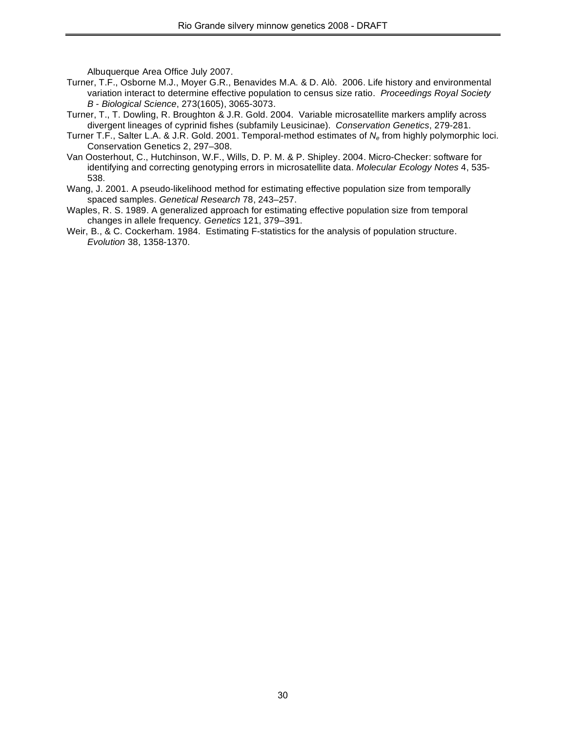Albuquerque Area Office July 2007.

Turner, T.F., Osborne M.J., Moyer G.R., Benavides M.A. & D. Alò. 2006. Life history and environmental variation interact to determine effective population to census size ratio. *Proceedings Royal Society B - Biological Science*, 273(1605), 3065-3073.

Turner, T., T. Dowling, R. Broughton & J.R. Gold. 2004. Variable microsatellite markers amplify across divergent lineages of cyprinid fishes (subfamily Leusicinae). *Conservation Genetics*, 279-281.

Turner T.F., Salter L.A. & J.R. Gold. 2001. Temporal-method estimates of $N_e$ from highly polymorphic loci. Conservation Genetics 2, 297–308.

Van Oosterhout, C., Hutchinson, W.F., Wills, D. P. M. & P. Shipley. 2004. Micro-Checker: software for identifying and correcting genotyping errors in microsatellite data. *Molecular Ecology Notes* 4, 535-538.

Wang, J. 2001. A pseudo-likelihood method for estimating effective population size from temporally spaced samples. *Genetical Research* 78, 243–257.

Waples, R. S. 1989. A generalized approach for estimating effective population size from temporal changes in allele frequency. *Genetics* 121, 379–391.

Weir, B., & C. Cockerham. 1984. Estimating F-statistics for the analysis of population structure. *Evolution* 38, 1358-1370.